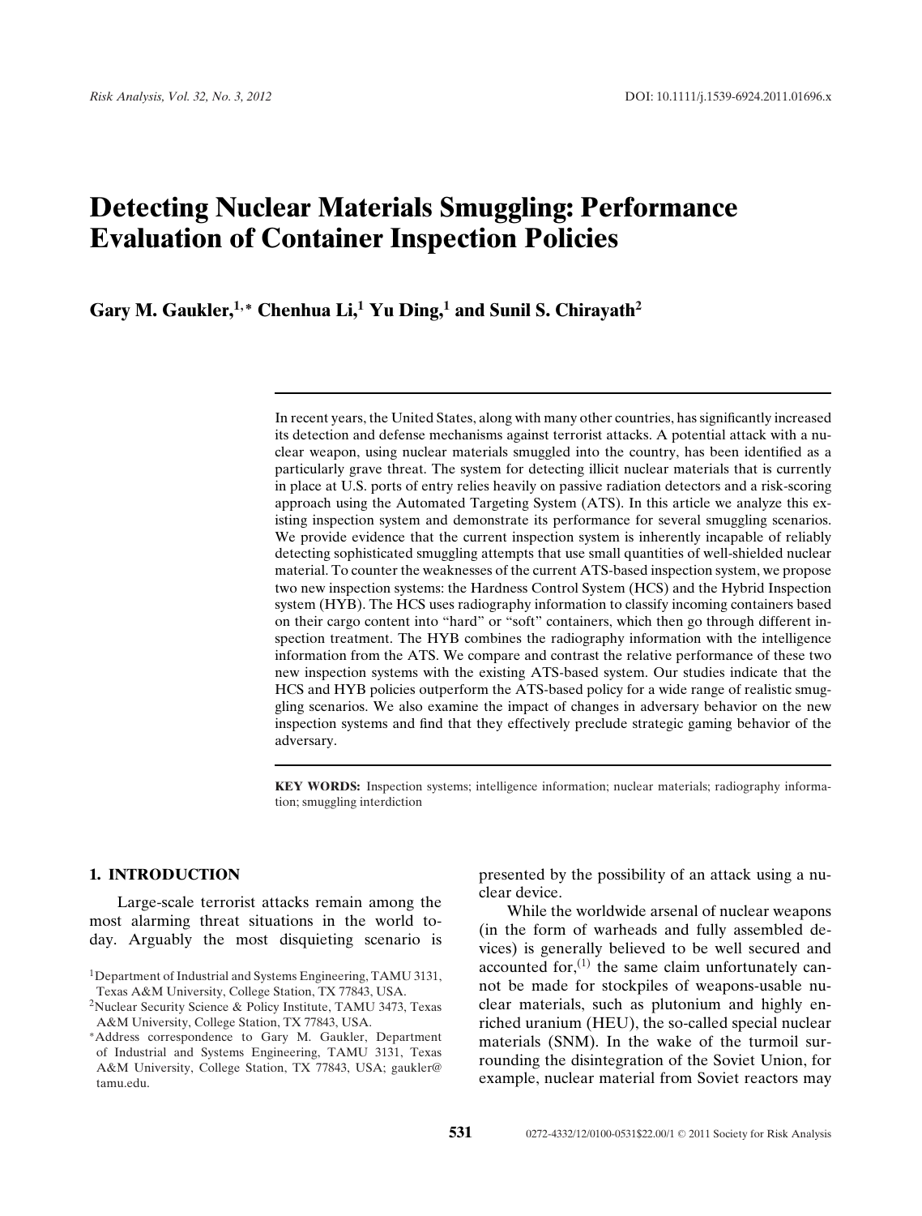# Detecting Nuclear Materials Smuggling: Performance Evaluation of Container Inspection Policies

**Gary M. Gaukler,[1,*] Chenhua Li,[1] Yu Ding,[1] and Sunil S. Chirayath[2]**

In recent years, the United States, along with many other countries, has significantly increased its detection and defense mechanisms against terrorist attacks. A potential attack with a nuclear weapon, using nuclear materials smuggled into the country, has been identified as a particularly grave threat. The system for detecting illicit nuclear materials that is currently in place at U.S. ports of entry relies heavily on passive radiation detectors and a risk-scoring approach using the Automated Targeting System (ATS). In this article we analyze this existing inspection system and demonstrate its performance for several smuggling scenarios. We provide evidence that the current inspection system is inherently incapable of reliably detecting sophisticated smuggling attempts that use small quantities of well-shielded nuclear material. To counter the weaknesses of the current ATS-based inspection system, we propose two new inspection systems: the Hardness Control System (HCS) and the Hybrid Inspection system (HYB). The HCS uses radiography information to classify incoming containers based on their cargo content into "hard" or "soft" containers, which then go through different inspection treatment. The HYB combines the radiography information with the intelligence information from the ATS. We compare and contrast the relative performance of these two new inspection systems with the existing ATS-based system. Our studies indicate that the HCS and HYB policies outperform the ATS-based policy for a wide range of realistic smuggling scenarios. We also examine the impact of changes in adversary behavior on the new inspection systems and find that they effectively preclude strategic gaming behavior of the adversary.

**KEY WORDS:** Inspection systems; intelligence information; nuclear materials; radiography information; smuggling interdiction

## 1. INTRODUCTION

Large-scale terrorist attacks remain among the most alarming threat situations in the world today. Arguably the most disquieting scenario is presented by the possibility of an attack using a nuclear device.

While the worldwide arsenal of nuclear weapons (in the form of warheads and fully assembled devices) is generally believed to be well secured and accounted for,[1] the same claim unfortunately cannot be made for stockpiles of weapons-usable nuclear materials, such as plutonium and highly enriched uranium (HEU), the so-called special nuclear materials (SNM). In the wake of the turmoil surrounding the disintegration of the Soviet Union, for example, nuclear material from Soviet reactors may

[1] Department of Industrial and Systems Engineering, TAMU 3131, Texas A&M University, College Station, TX 77843, USA.

[2] Nuclear Security Science & Policy Institute, TAMU 3473, Texas A&M University, College Station, TX 77843, USA.

[*] Address correspondence to Gary M. Gaukler, Department of Industrial and Systems Engineering, TAMU 3131, Texas A&M University, College Station, TX 77843, USA; gaukler@tamu.edu.

0272-4332/12/0100-0531$22.00/1 © 2011 Society for Risk Analysis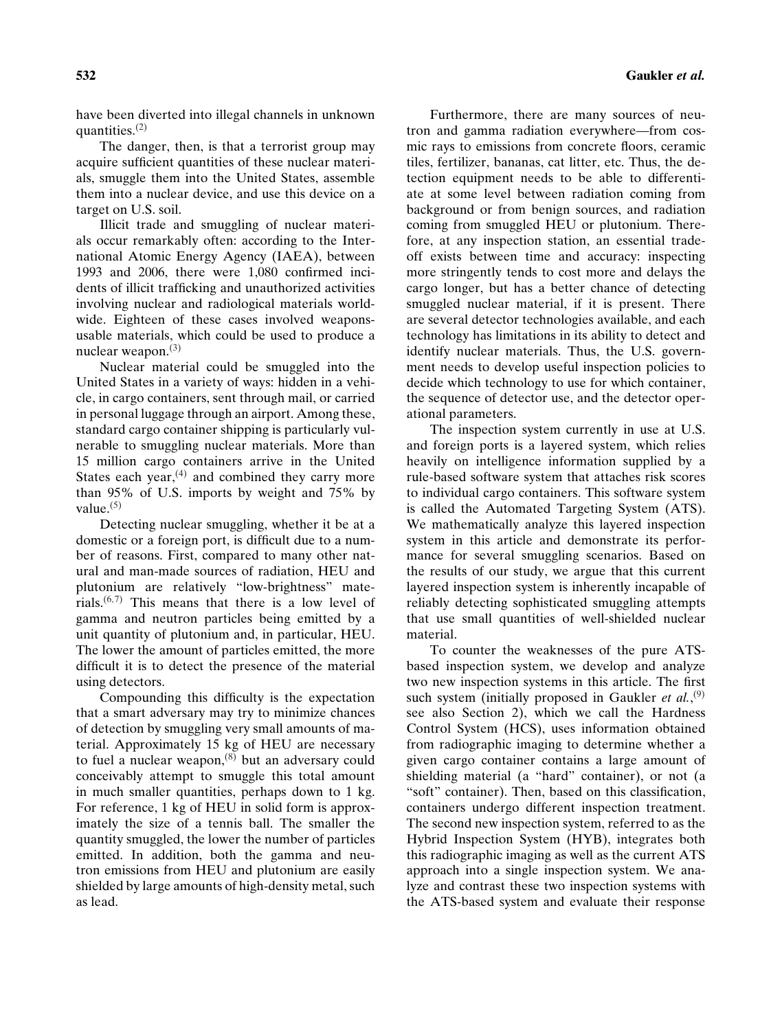have been diverted into illegal channels in unknown quantities.[2]

The danger, then, is that a terrorist group may acquire sufficient quantities of these nuclear materials, smuggle them into the United States, assemble them into a nuclear device, and use this device on a target on U.S. soil.

Illicit trade and smuggling of nuclear materials occur remarkably often: according to the International Atomic Energy Agency (IAEA), between 1993 and 2006, there were 1,080 confirmed incidents of illicit trafficking and unauthorized activities involving nuclear and radiological materials worldwide. Eighteen of these cases involved weapons-usable materials, which could be used to produce a nuclear weapon.[3]

Nuclear material could be smuggled into the United States in a variety of ways: hidden in a vehicle, in cargo containers, sent through mail, or carried in personal luggage through an airport. Among these, standard cargo container shipping is particularly vulnerable to smuggling nuclear materials. More than 15 million cargo containers arrive in the United States each year,[4] and combined they carry more than 95% of U.S. imports by weight and 75% by value.[5]

Detecting nuclear smuggling, whether it be at a domestic or a foreign port, is difficult due to a number of reasons. First, compared to many other natural and man-made sources of radiation, HEU and plutonium are relatively "low-brightness" materials.[6,7] This means that there is a low level of gamma and neutron particles being emitted by a unit quantity of plutonium and, in particular, HEU. The lower the amount of particles emitted, the more difficult it is to detect the presence of the material using detectors.

Compounding this difficulty is the expectation that a smart adversary may try to minimize chances of detection by smuggling very small amounts of material. Approximately 15 kg of HEU are necessary to fuel a nuclear weapon,[8] but an adversary could conceivably attempt to smuggle this total amount in much smaller quantities, perhaps down to 1 kg. For reference, 1 kg of HEU in solid form is approximately the size of a tennis ball. The smaller the quantity smuggled, the lower the number of particles emitted. In addition, both the gamma and neutron emissions from HEU and plutonium are easily shielded by large amounts of high-density metal, such as lead.

Furthermore, there are many sources of neutron and gamma radiation everywhere—from cosmic rays to emissions from concrete floors, ceramic tiles, fertilizer, bananas, cat litter, etc. Thus, the detection equipment needs to be able to differentiate at some level between radiation coming from background or from benign sources, and radiation coming from smuggled HEU or plutonium. Therefore, at any inspection station, an essential tradeoff exists between time and accuracy: inspecting more stringently tends to cost more and delays the cargo longer, but has a better chance of detecting smuggled nuclear material, if it is present. There are several detector technologies available, and each technology has limitations in its ability to detect and identify nuclear materials. Thus, the U.S. government needs to develop useful inspection policies to decide which technology to use for which container, the sequence of detector use, and the detector operational parameters.

The inspection system currently in use at U.S. and foreign ports is a layered system, which relies heavily on intelligence information supplied by a rule-based software system that attaches risk scores to individual cargo containers. This software system is called the Automated Targeting System (ATS). We mathematically analyze this layered inspection system in this article and demonstrate its performance for several smuggling scenarios. Based on the results of our study, we argue that this current layered inspection system is inherently incapable of reliably detecting sophisticated smuggling attempts that use small quantities of well-shielded nuclear material.

To counter the weaknesses of the pure ATS-based inspection system, we develop and analyze two new inspection systems in this article. The first such system (initially proposed in Gaukler *et al.*,[9] see also Section 2), which we call the Hardness Control System (HCS), uses information obtained from radiographic imaging to determine whether a given cargo container contains a large amount of shielding material (a "hard" container), or not (a "soft" container). Then, based on this classification, containers undergo different inspection treatment. The second new inspection system, referred to as the Hybrid Inspection System (HYB), integrates both this radiographic imaging as well as the current ATS approach into a single inspection system. We analyze and contrast these two inspection systems with the ATS-based system and evaluate their response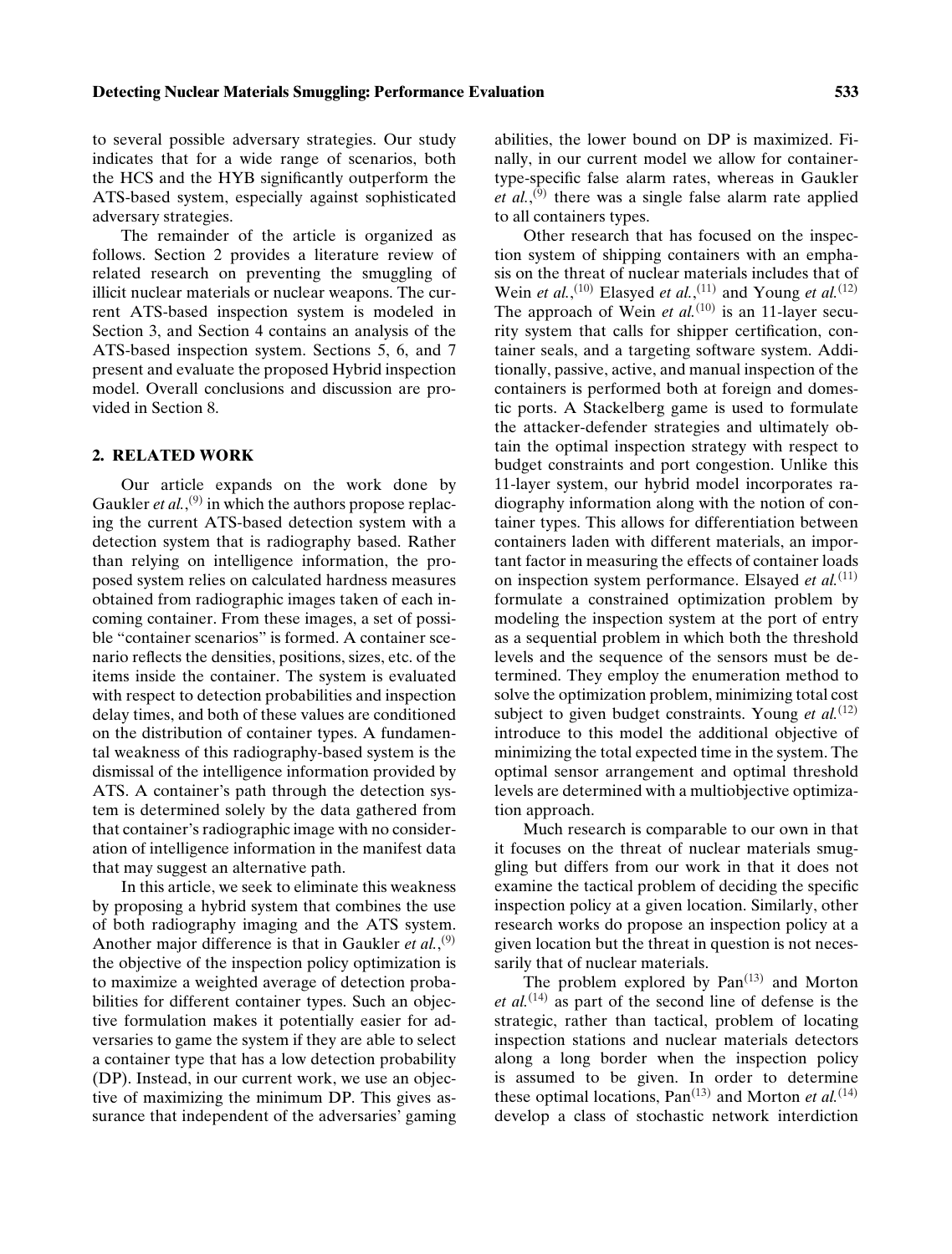to several possible adversary strategies. Our study indicates that for a wide range of scenarios, both the HCS and the HYB significantly outperform the ATS-based system, especially against sophisticated adversary strategies.

The remainder of the article is organized as follows. Section 2 provides a literature review of related research on preventing the smuggling of illicit nuclear materials or nuclear weapons. The current ATS-based inspection system is modeled in Section 3, and Section 4 contains an analysis of the ATS-based inspection system. Sections 5, 6, and 7 present and evaluate the proposed Hybrid inspection model. Overall conclusions and discussion are provided in Section 8.

## 2. RELATED WORK

Our article expands on the work done by Gaukler *et al.*,[9] in which the authors propose replacing the current ATS-based detection system with a detection system that is radiography based. Rather than relying on intelligence information, the proposed system relies on calculated hardness measures obtained from radiographic images taken of each incoming container. From these images, a set of possible "container scenarios" is formed. A container scenario reflects the densities, positions, sizes, etc. of the items inside the container. The system is evaluated with respect to detection probabilities and inspection delay times, and both of these values are conditioned on the distribution of container types. A fundamental weakness of this radiography-based system is the dismissal of the intelligence information provided by ATS. A container's path through the detection system is determined solely by the data gathered from that container's radiographic image with no consideration of intelligence information in the manifest data that may suggest an alternative path.

In this article, we seek to eliminate this weakness by proposing a hybrid system that combines the use of both radiography imaging and the ATS system. Another major difference is that in Gaukler *et al.*,[9] the objective of the inspection policy optimization is to maximize a weighted average of detection probabilities for different container types. Such an objective formulation makes it potentially easier for adversaries to game the system if they are able to select a container type that has a low detection probability (DP). Instead, in our current work, we use an objective of maximizing the minimum DP. This gives assurance that independent of the adversaries' gaming abilities, the lower bound on DP is maximized. Finally, in our current model we allow for container-type-specific false alarm rates, whereas in Gaukler *et al.*,[9] there was a single false alarm rate applied to all containers types.

Other research that has focused on the inspection system of shipping containers with an emphasis on the threat of nuclear materials includes that of Wein *et al.*,[10] Elasyed *et al.*,[11] and Young *et al.*[12] The approach of Wein *et al.*[10] is an 11-layer security system that calls for shipper certification, container seals, and a targeting software system. Additionally, passive, active, and manual inspection of the containers is performed both at foreign and domestic ports. A Stackelberg game is used to formulate the attacker-defender strategies and ultimately obtain the optimal inspection strategy with respect to budget constraints and port congestion. Unlike this 11-layer system, our hybrid model incorporates radiography information along with the notion of container types. This allows for differentiation between containers laden with different materials, an important factor in measuring the effects of container loads on inspection system performance. Elsayed *et al.*[11] formulate a constrained optimization problem by modeling the inspection system at the port of entry as a sequential problem in which both the threshold levels and the sequence of the sensors must be determined. They employ the enumeration method to solve the optimization problem, minimizing total cost subject to given budget constraints. Young *et al.*[12] introduce to this model the additional objective of minimizing the total expected time in the system. The optimal sensor arrangement and optimal threshold levels are determined with a multiobjective optimization approach.

Much research is comparable to our own in that it focuses on the threat of nuclear materials smuggling but differs from our work in that it does not examine the tactical problem of deciding the specific inspection policy at a given location. Similarly, other research works do propose an inspection policy at a given location but the threat in question is not necessarily that of nuclear materials.

The problem explored by Pan[13] and Morton *et al.*[14] as part of the second line of defense is the strategic, rather than tactical, problem of locating inspection stations and nuclear materials detectors along a long border when the inspection policy is assumed to be given. In order to determine these optimal locations, Pan[13] and Morton *et al.*[14] develop a class of stochastic network interdiction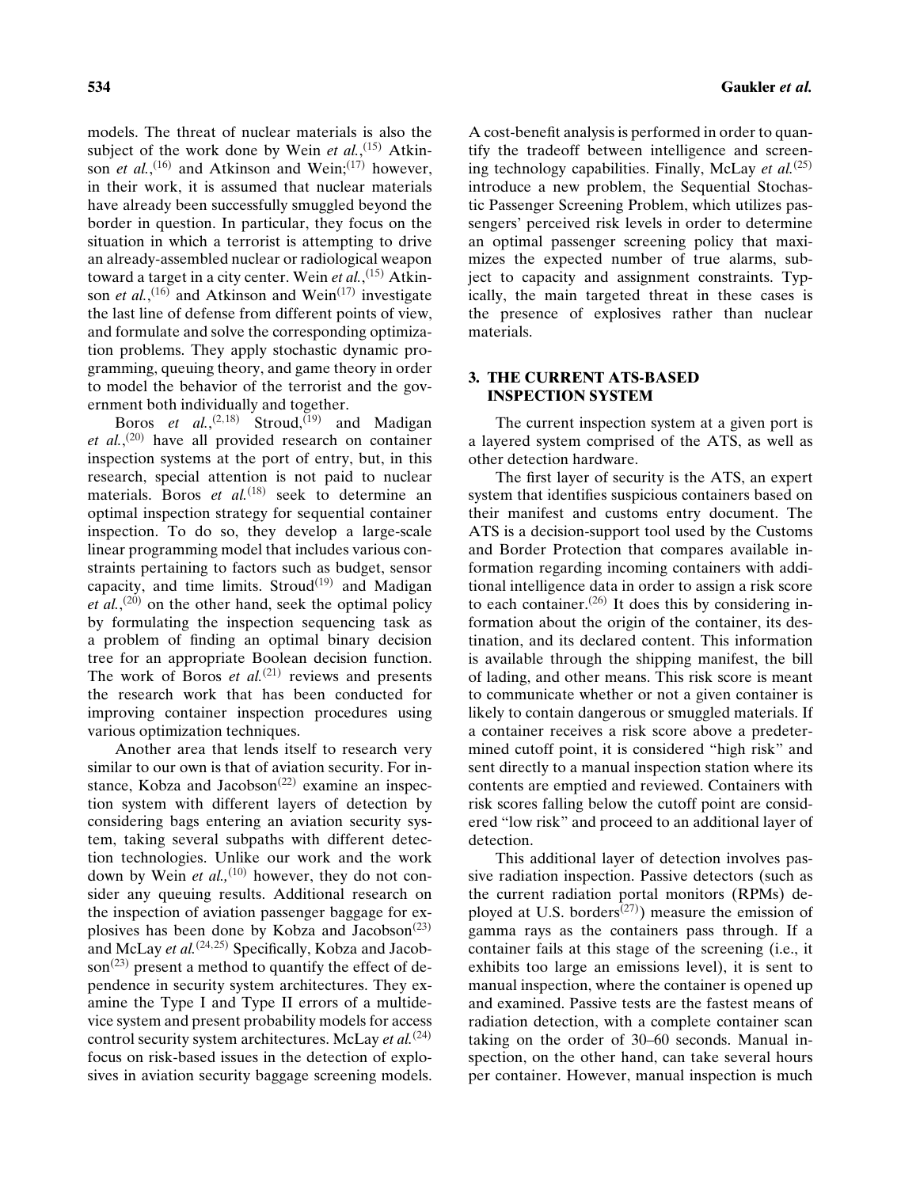models. The threat of nuclear materials is also the subject of the work done by Wein *et al.*,[15] Atkinson *et al.*,[16] and Atkinson and Wein;[17] however, in their work, it is assumed that nuclear materials have already been successfully smuggled beyond the border in question. In particular, they focus on the situation in which a terrorist is attempting to drive an already-assembled nuclear or radiological weapon toward a target in a city center. Wein *et al.*,[15] Atkinson *et al.*,[16] and Atkinson and Wein[17] investigate the last line of defense from different points of view, and formulate and solve the corresponding optimization problems. They apply stochastic dynamic programming, queuing theory, and game theory in order to model the behavior of the terrorist and the government both individually and together.

Boros *et al.*,[2,18] Stroud,[19] and Madigan *et al.*,[20] have all provided research on container inspection systems at the port of entry, but, in this research, special attention is not paid to nuclear materials. Boros *et al.*[18] seek to determine an optimal inspection strategy for sequential container inspection. To do so, they develop a large-scale linear programming model that includes various constraints pertaining to factors such as budget, sensor capacity, and time limits. Stroud[19] and Madigan *et al.*,[20] on the other hand, seek the optimal policy by formulating the inspection sequencing task as a problem of finding an optimal binary decision tree for an appropriate Boolean decision function. The work of Boros *et al.*[21] reviews and presents the research work that has been conducted for improving container inspection procedures using various optimization techniques.

Another area that lends itself to research very similar to our own is that of aviation security. For instance, Kobza and Jacobson[22] examine an inspection system with different layers of detection by considering bags entering an aviation security system, taking several subpaths with different detection technologies. Unlike our work and the work down by Wein *et al.*,[10] however, they do not consider any queuing results. Additional research on the inspection of aviation passenger baggage for explosives has been done by Kobza and Jacobson[23] and McLay *et al.*[24,25] Specifically, Kobza and Jacobson[23] present a method to quantify the effect of dependence in security system architectures. They examine the Type I and Type II errors of a multidevice system and present probability models for access control security system architectures. McLay *et al.*[24] focus on risk-based issues in the detection of explosives in aviation security baggage screening models. A cost-benefit analysis is performed in order to quantify the tradeoff between intelligence and screening technology capabilities. Finally, McLay *et al.*[25] introduce a new problem, the Sequential Stochastic Passenger Screening Problem, which utilizes passengers' perceived risk levels in order to determine an optimal passenger screening policy that maximizes the expected number of true alarms, subject to capacity and assignment constraints. Typically, the main targeted threat in these cases is the presence of explosives rather than nuclear materials.

## 3. THE CURRENT ATS-BASED INSPECTION SYSTEM

The current inspection system at a given port is a layered system comprised of the ATS, as well as other detection hardware.

The first layer of security is the ATS, an expert system that identifies suspicious containers based on their manifest and customs entry document. The ATS is a decision-support tool used by the Customs and Border Protection that compares available information regarding incoming containers with additional intelligence data in order to assign a risk score to each container.[26] It does this by considering information about the origin of the container, its destination, and its declared content. This information is available through the shipping manifest, the bill of lading, and other means. This risk score is meant to communicate whether or not a given container is likely to contain dangerous or smuggled materials. If a container receives a risk score above a predetermined cutoff point, it is considered "high risk" and sent directly to a manual inspection station where its contents are emptied and reviewed. Containers with risk scores falling below the cutoff point are considered "low risk" and proceed to an additional layer of detection.

This additional layer of detection involves passive radiation inspection. Passive detectors (such as the current radiation portal monitors (RPMs) deployed at U.S. borders[27]) measure the emission of gamma rays as the containers pass through. If a container fails at this stage of the screening (i.e., it exhibits too large an emissions level), it is sent to manual inspection, where the container is opened up and examined. Passive tests are the fastest means of radiation detection, with a complete container scan taking on the order of 30–60 seconds. Manual inspection, on the other hand, can take several hours per container. However, manual inspection is much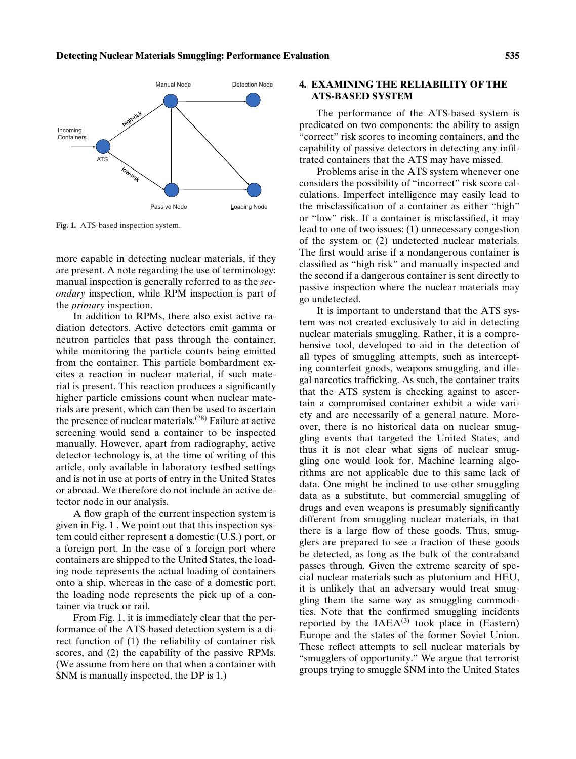Fig. 1. ATS-based inspection system.

more capable in detecting nuclear materials, if they are present. A note regarding the use of terminology: manual inspection is generally referred to as the *secondary* inspection, while RPM inspection is part of the *primary* inspection.

In addition to RPMs, there also exist active radiation detectors. Active detectors emit gamma or neutron particles that pass through the container, while monitoring the particle counts being emitted from the container. This particle bombardment excites a reaction in nuclear material, if such material is present. This reaction produces a significantly higher particle emissions count when nuclear materials are present, which can then be used to ascertain the presence of nuclear materials.[28] Failure at active screening would send a container to be inspected manually. However, apart from radiography, active detector technology is, at the time of writing of this article, only available in laboratory testbed settings and is not in use at ports of entry in the United States or abroad. We therefore do not include an active detector node in our analysis.

A flow graph of the current inspection system is given in Fig. 1 . We point out that this inspection system could either represent a domestic (U.S.) port, or a foreign port. In the case of a foreign port where containers are shipped to the United States, the loading node represents the actual loading of containers onto a ship, whereas in the case of a domestic port, the loading node represents the pick up of a container via truck or rail.

From Fig. 1, it is immediately clear that the performance of the ATS-based detection system is a direct function of (1) the reliability of container risk scores, and (2) the capability of the passive RPMs. (We assume from here on that when a container with SNM is manually inspected, the DP is 1.)

## 4. EXAMINING THE RELIABILITY OF THE ATS-BASED SYSTEM

The performance of the ATS-based system is predicated on two components: the ability to assign "correct" risk scores to incoming containers, and the capability of passive detectors in detecting any infiltrated containers that the ATS may have missed.

Problems arise in the ATS system whenever one considers the possibility of "incorrect" risk score calculations. Imperfect intelligence may easily lead to the misclassification of a container as either "high" or "low" risk. If a container is misclassified, it may lead to one of two issues: (1) unnecessary congestion of the system or (2) undetected nuclear materials. The first would arise if a nondangerous container is classified as "high risk" and manually inspected and the second if a dangerous container is sent directly to passive inspection where the nuclear materials may go undetected.

It is important to understand that the ATS system was not created exclusively to aid in detecting nuclear materials smuggling. Rather, it is a comprehensive tool, developed to aid in the detection of all types of smuggling attempts, such as intercepting counterfeit goods, weapons smuggling, and illegal narcotics trafficking. As such, the container traits that the ATS system is checking against to ascertain a compromised container exhibit a wide variety and are necessarily of a general nature. Moreover, there is no historical data on nuclear smuggling events that targeted the United States, and thus it is not clear what signs of nuclear smuggling one would look for. Machine learning algorithms are not applicable due to this same lack of data. One might be inclined to use other smuggling data as a substitute, but commercial smuggling of drugs and even weapons is presumably significantly different from smuggling nuclear materials, in that there is a large flow of these goods. Thus, smugglers are prepared to see a fraction of these goods be detected, as long as the bulk of the contraband passes through. Given the extreme scarcity of special nuclear materials such as plutonium and HEU, it is unlikely that an adversary would treat smuggling them the same way as smuggling commodities. Note that the confirmed smuggling incidents reported by the IAEA[3] took place in (Eastern) Europe and the states of the former Soviet Union. These reflect attempts to sell nuclear materials by "smugglers of opportunity." We argue that terrorist groups trying to smuggle SNM into the United States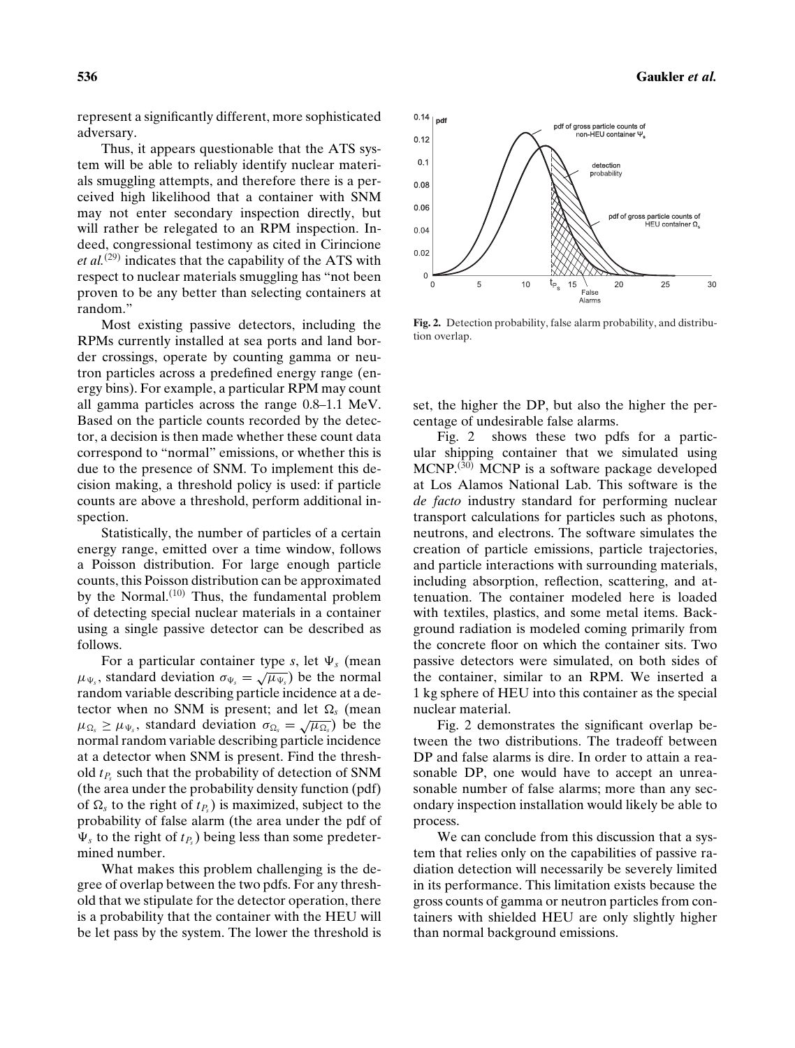represent a significantly different, more sophisticated adversary.

Thus, it appears questionable that the ATS system will be able to reliably identify nuclear materials smuggling attempts, and therefore there is a perceived high likelihood that a container with SNM may not enter secondary inspection directly, but will rather be relegated to an RPM inspection. Indeed, congressional testimony as cited in Cirincione *et al.*[29] indicates that the capability of the ATS with respect to nuclear materials smuggling has "not been proven to be any better than selecting containers at random."

Most existing passive detectors, including the RPMs currently installed at sea ports and land border crossings, operate by counting gamma or neutron particles across a predefined energy range (energy bins). For example, a particular RPM may count all gamma particles across the range 0.8–1.1 MeV. Based on the particle counts recorded by the detector, a decision is then made whether these count data correspond to "normal" emissions, or whether this is due to the presence of SNM. To implement this decision making, a threshold policy is used: if particle counts are above a threshold, perform additional inspection.

Statistically, the number of particles of a certain energy range, emitted over a time window, follows a Poisson distribution. For large enough particle counts, this Poisson distribution can be approximated by the Normal.[10] Thus, the fundamental problem of detecting special nuclear materials in a container using a single passive detector can be described as follows.

For a particular container type *s*, let $\Psi_s$ (mean $\mu_{\Psi_s}$, standard deviation $\sigma_{\Psi_s} = \sqrt{\mu_{\Psi_s}}$) be the normal random variable describing particle incidence at a detector when no SNM is present; and let $\Omega_s$ (mean $\mu_{\Omega_s} \geq \mu_{\Psi_s}$, standard deviation $\sigma_{\Omega_s} = \sqrt{\mu_{\Omega_s}}$) be the normal random variable describing particle incidence at a detector when SNM is present. Find the threshold $t_{P_s}$ such that the probability of detection of SNM (the area under the probability density function (pdf) of $\Omega_s$ to the right of $t_{P_s}$) is maximized, subject to the probability of false alarm (the area under the pdf of $\Psi_s$ to the right of $t_{P_s}$) being less than some predetermined number.

What makes this problem challenging is the degree of overlap between the two pdfs. For any threshold that we stipulate for the detector operation, there is a probability that the container with the HEU will be let pass by the system. The lower the threshold is set, the higher the DP, but also the higher the percentage of undesirable false alarms.

**Fig. 2.** Detection probability, false alarm probability, and distribution overlap.

Fig. 2 shows these two pdfs for a particular shipping container that we simulated using MCNP.[30] MCNP is a software package developed at Los Alamos National Lab. This software is the *de facto* industry standard for performing nuclear transport calculations for particles such as photons, neutrons, and electrons. The software simulates the creation of particle emissions, particle trajectories, and particle interactions with surrounding materials, including absorption, reflection, scattering, and attenuation. The container modeled here is loaded with textiles, plastics, and some metal items. Background radiation is modeled coming primarily from the concrete floor on which the container sits. Two passive detectors were simulated, on both sides of the container, similar to an RPM. We inserted a 1 kg sphere of HEU into this container as the special nuclear material.

Fig. 2 demonstrates the significant overlap between the two distributions. The tradeoff between DP and false alarms is dire. In order to attain a reasonable DP, one would have to accept an unreasonable number of false alarms; more than any secondary inspection installation would likely be able to process.

We can conclude from this discussion that a system that relies only on the capabilities of passive radiation detection will necessarily be severely limited in its performance. This limitation exists because the gross counts of gamma or neutron particles from containers with shielded HEU are only slightly higher than normal background emissions.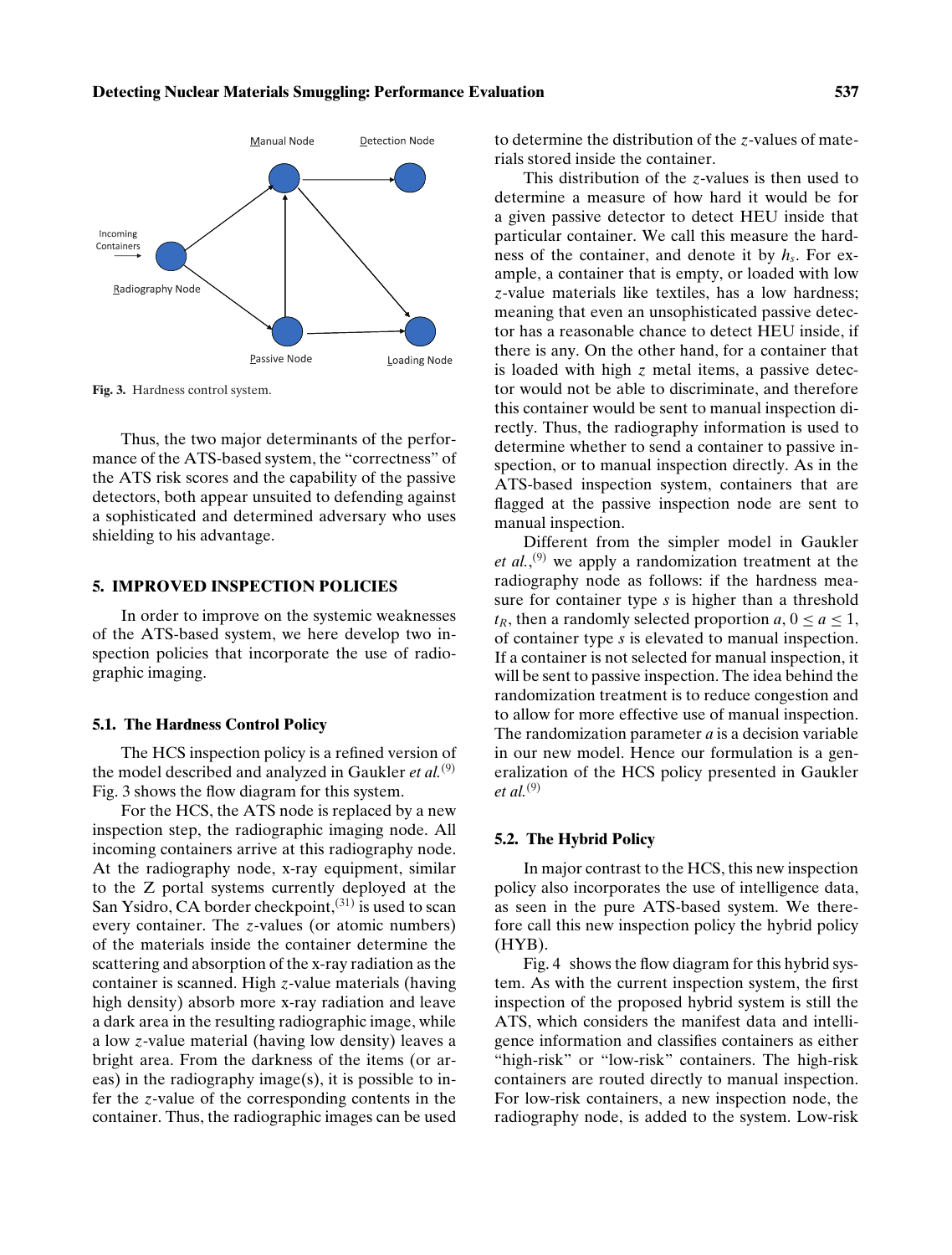Fig. 3. Hardness control system.

Thus, the two major determinants of the performance of the ATS-based system, the "correctness" of the ATS risk scores and the capability of the passive detectors, both appear unsuited to defending against a sophisticated and determined adversary who uses shielding to his advantage.

## 5. IMPROVED INSPECTION POLICIES

In order to improve on the systemic weaknesses of the ATS-based system, we here develop two inspection policies that incorporate the use of radiographic imaging.

### 5.1. The Hardness Control Policy

The HCS inspection policy is a refined version of the model described and analyzed in Gaukler *et al.*[9] Fig. 3 shows the flow diagram for this system.

For the HCS, the ATS node is replaced by a new inspection step, the radiographic imaging node. All incoming containers arrive at this radiography node. At the radiography node, x-ray equipment, similar to the Z portal systems currently deployed at the San Ysidro, CA border checkpoint,[31] is used to scan every container. The $z$-values (or atomic numbers) of the materials inside the container determine the scattering and absorption of the x-ray radiation as the container is scanned. High $z$-value materials (having high density) absorb more x-ray radiation and leave a dark area in the resulting radiographic image, while a low $z$-value material (having low density) leaves a bright area. From the darkness of the items (or areas) in the radiography image(s), it is possible to infer the $z$-value of the corresponding contents in the container. Thus, the radiographic images can be used to determine the distribution of the $z$-values of materials stored inside the container.

This distribution of the $z$-values is then used to determine a measure of how hard it would be for a given passive detector to detect HEU inside that particular container. We call this measure the hardness of the container, and denote it by $h_s$. For example, a container that is empty, or loaded with low $z$-value materials like textiles, has a low hardness; meaning that even an unsophisticated passive detector has a reasonable chance to detect HEU inside, if there is any. On the other hand, for a container that is loaded with high $z$ metal items, a passive detector would not be able to discriminate, and therefore this container would be sent to manual inspection directly. Thus, the radiography information is used to determine whether to send a container to passive inspection, or to manual inspection directly. As in the ATS-based inspection system, containers that are flagged at the passive inspection node are sent to manual inspection.

Different from the simpler model in Gaukler *et al.*,[9] we apply a randomization treatment at the radiography node as follows: if the hardness measure for container type $s$ is higher than a threshold $t_R$, then a randomly selected proportion $a$, $0 \leq a \leq 1$, of container type $s$ is elevated to manual inspection. If a container is not selected for manual inspection, it will be sent to passive inspection. The idea behind the randomization treatment is to reduce congestion and to allow for more effective use of manual inspection. The randomization parameter $a$ is a decision variable in our new model. Hence our formulation is a generalization of the HCS policy presented in Gaukler *et al.*[9]

### 5.2. The Hybrid Policy

In major contrast to the HCS, this new inspection policy also incorporates the use of intelligence data, as seen in the pure ATS-based system. We therefore call this new inspection policy the hybrid policy (HYB).

Fig. 4 shows the flow diagram for this hybrid system. As with the current inspection system, the first inspection of the proposed hybrid system is still the ATS, which considers the manifest data and intelligence information and classifies containers as either "high-risk" or "low-risk" containers. The high-risk containers are routed directly to manual inspection. For low-risk containers, a new inspection node, the radiography node, is added to the system. Low-risk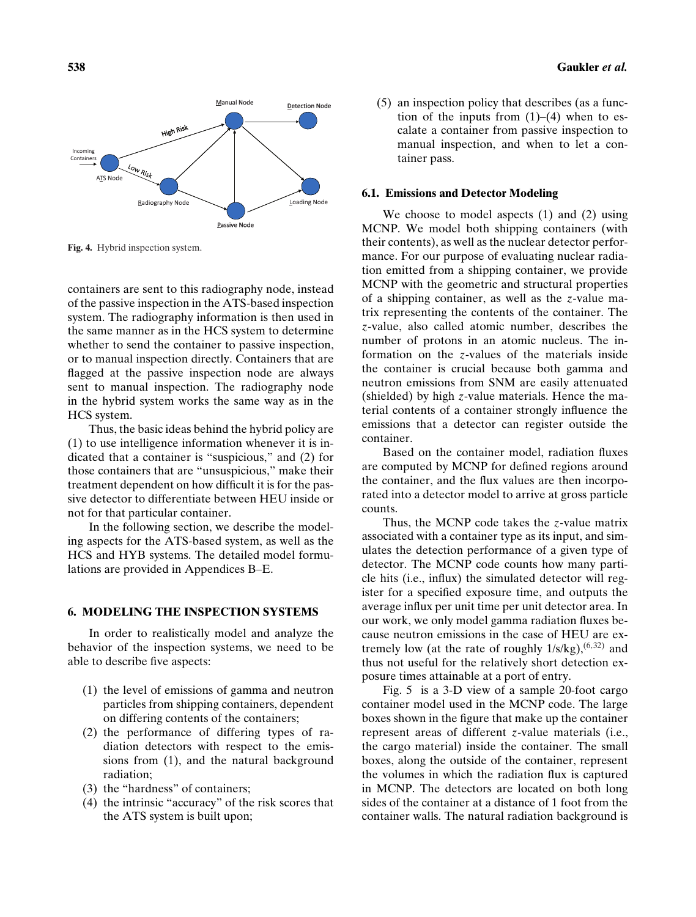Fig. 4. Hybrid inspection system.

containers are sent to this radiography node, instead of the passive inspection in the ATS-based inspection system. The radiography information is then used in the same manner as in the HCS system to determine whether to send the container to passive inspection, or to manual inspection directly. Containers that are flagged at the passive inspection node are always sent to manual inspection. The radiography node in the hybrid system works the same way as in the HCS system.

Thus, the basic ideas behind the hybrid policy are (1) to use intelligence information whenever it is indicated that a container is "suspicious," and (2) for those containers that are "unsuspicious," make their treatment dependent on how difficult it is for the passive detector to differentiate between HEU inside or not for that particular container.

In the following section, we describe the modeling aspects for the ATS-based system, as well as the HCS and HYB systems. The detailed model formulations are provided in Appendices B–E.

## 6. MODELING THE INSPECTION SYSTEMS

In order to realistically model and analyze the behavior of the inspection systems, we need to be able to describe five aspects:

(1) the level of emissions of gamma and neutron particles from shipping containers, dependent on differing contents of the containers;
(2) the performance of differing types of radiation detectors with respect to the emissions from (1), and the natural background radiation;
(3) the "hardness" of containers;
(4) the intrinsic "accuracy" of the risk scores that the ATS system is built upon;
(5) an inspection policy that describes (as a function of the inputs from (1)–(4) when to escalate a container from passive inspection to manual inspection, and when to let a container pass.

### 6.1. Emissions and Detector Modeling

We choose to model aspects (1) and (2) using MCNP. We model both shipping containers (with their contents), as well as the nuclear detector performance. For our purpose of evaluating nuclear radiation emitted from a shipping container, we provide MCNP with the geometric and structural properties of a shipping container, as well as the *z*-value matrix representing the contents of the container. The *z*-value, also called atomic number, describes the number of protons in an atomic nucleus. The information on the *z*-values of the materials inside the container is crucial because both gamma and neutron emissions from SNM are easily attenuated (shielded) by high *z*-value materials. Hence the material contents of a container strongly influence the emissions that a detector can register outside the container.

Based on the container model, radiation fluxes are computed by MCNP for defined regions around the container, and the flux values are then incorporated into a detector model to arrive at gross particle counts.

Thus, the MCNP code takes the *z*-value matrix associated with a container type as its input, and simulates the detection performance of a given type of detector. The MCNP code counts how many particle hits (i.e., influx) the simulated detector will register for a specified exposure time, and outputs the average influx per unit time per unit detector area. In our work, we only model gamma radiation fluxes because neutron emissions in the case of HEU are extremely low (at the rate of roughly 1/s/kg),[6,32] and thus not useful for the relatively short detection exposure times attainable at a port of entry.

Fig. 5 is a 3-D view of a sample 20-foot cargo container model used in the MCNP code. The large boxes shown in the figure that make up the container represent areas of different *z*-value materials (i.e., the cargo material) inside the container. The small boxes, along the outside of the container, represent the volumes in which the radiation flux is captured in MCNP. The detectors are located on both long sides of the container at a distance of 1 foot from the container walls. The natural radiation background is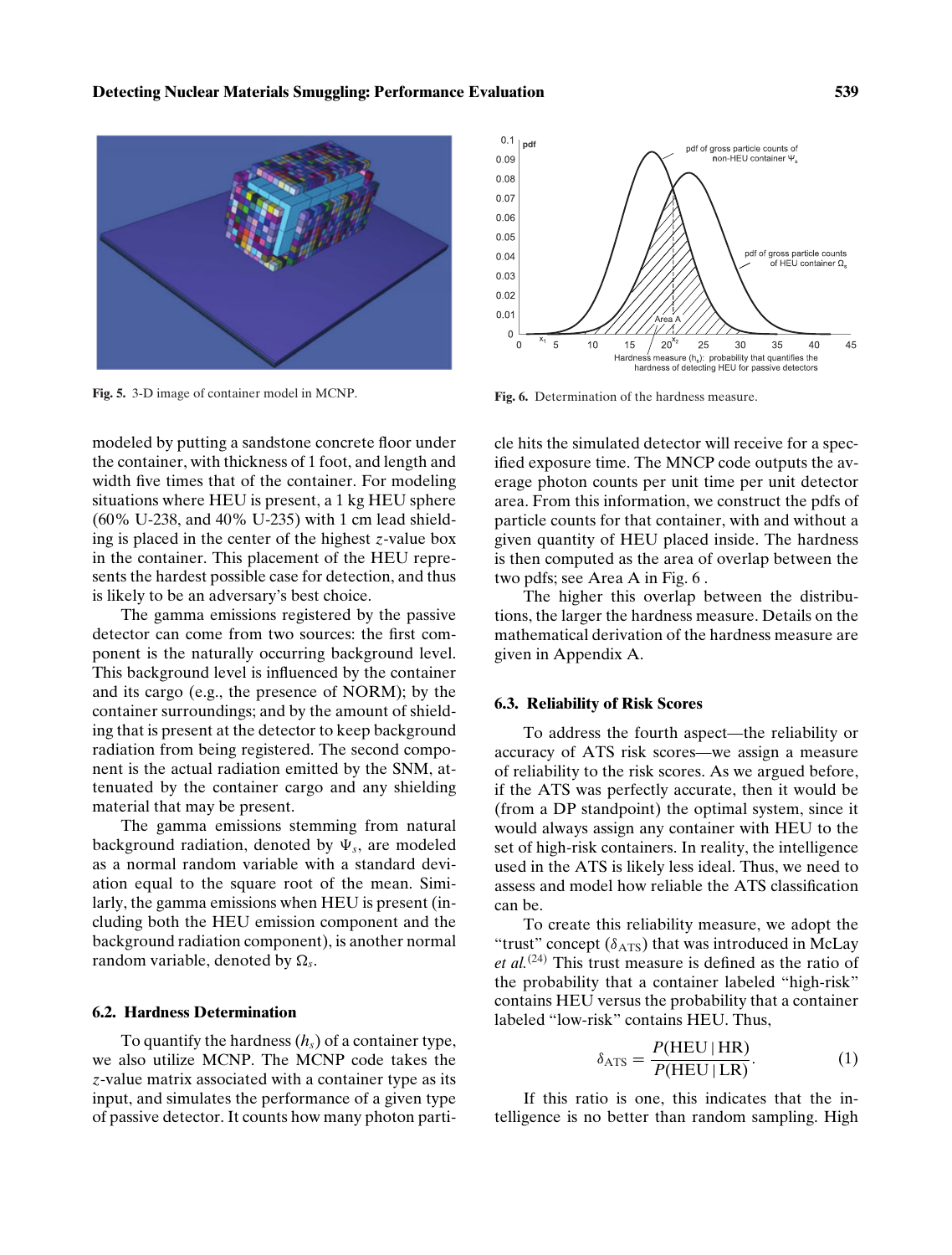Fig. 5. 3-D image of container model in MCNP.

Fig. 6. Determination of the hardness measure.

modeled by putting a sandstone concrete floor under the container, with thickness of 1 foot, and length and width five times that of the container. For modeling situations where HEU is present, a 1 kg HEU sphere (60% U-238, and 40% U-235) with 1 cm lead shielding is placed in the center of the highest $z$-value box in the container. This placement of the HEU represents the hardest possible case for detection, and thus is likely to be an adversary's best choice.

The gamma emissions registered by the passive detector can come from two sources: the first component is the naturally occurring background level. This background level is influenced by the container and its cargo (e.g., the presence of NORM); by the container surroundings; and by the amount of shielding that is present at the detector to keep background radiation from being registered. The second component is the actual radiation emitted by the SNM, attenuated by the container cargo and any shielding material that may be present.

The gamma emissions stemming from natural background radiation, denoted by $\Psi_s$, are modeled as a normal random variable with a standard deviation equal to the square root of the mean. Similarly, the gamma emissions when HEU is present (including both the HEU emission component and the background radiation component), is another normal random variable, denoted by $\Omega_s$.

### 6.2. Hardness Determination

To quantify the hardness ($h_s$) of a container type, we also utilize MCNP. The MCNP code takes the $z$-value matrix associated with a container type as its input, and simulates the performance of a given type of passive detector. It counts how many photon particle hits the simulated detector will receive for a specified exposure time. The MNCP code outputs the average photon counts per unit time per unit detector area. From this information, we construct the pdfs of particle counts for that container, with and without a given quantity of HEU placed inside. The hardness is then computed as the area of overlap between the two pdfs; see Area A in Fig. 6 .

The higher this overlap between the distributions, the larger the hardness measure. Details on the mathematical derivation of the hardness measure are given in Appendix A.

### 6.3. Reliability of Risk Scores

To address the fourth aspect—the reliability or accuracy of ATS risk scores—we assign a measure of reliability to the risk scores. As we argued before, if the ATS was perfectly accurate, then it would be (from a DP standpoint) the optimal system, since it would always assign any container with HEU to the set of high-risk containers. In reality, the intelligence used in the ATS is likely less ideal. Thus, we need to assess and model how reliable the ATS classification can be.

To create this reliability measure, we adopt the "trust" concept ($\delta_{\text{ATS}}$) that was introduced in McLay *et al.*[24] This trust measure is defined as the ratio of the probability that a container labeled "high-risk" contains HEU versus the probability that a container labeled "low-risk" contains HEU. Thus,

$$\delta_{\text{ATS}} = \frac{P(\text{HEU} \mid \text{HR})}{P(\text{HEU} \mid \text{LR})}. \tag{1}$$

If this ratio is one, this indicates that the intelligence is no better than random sampling. High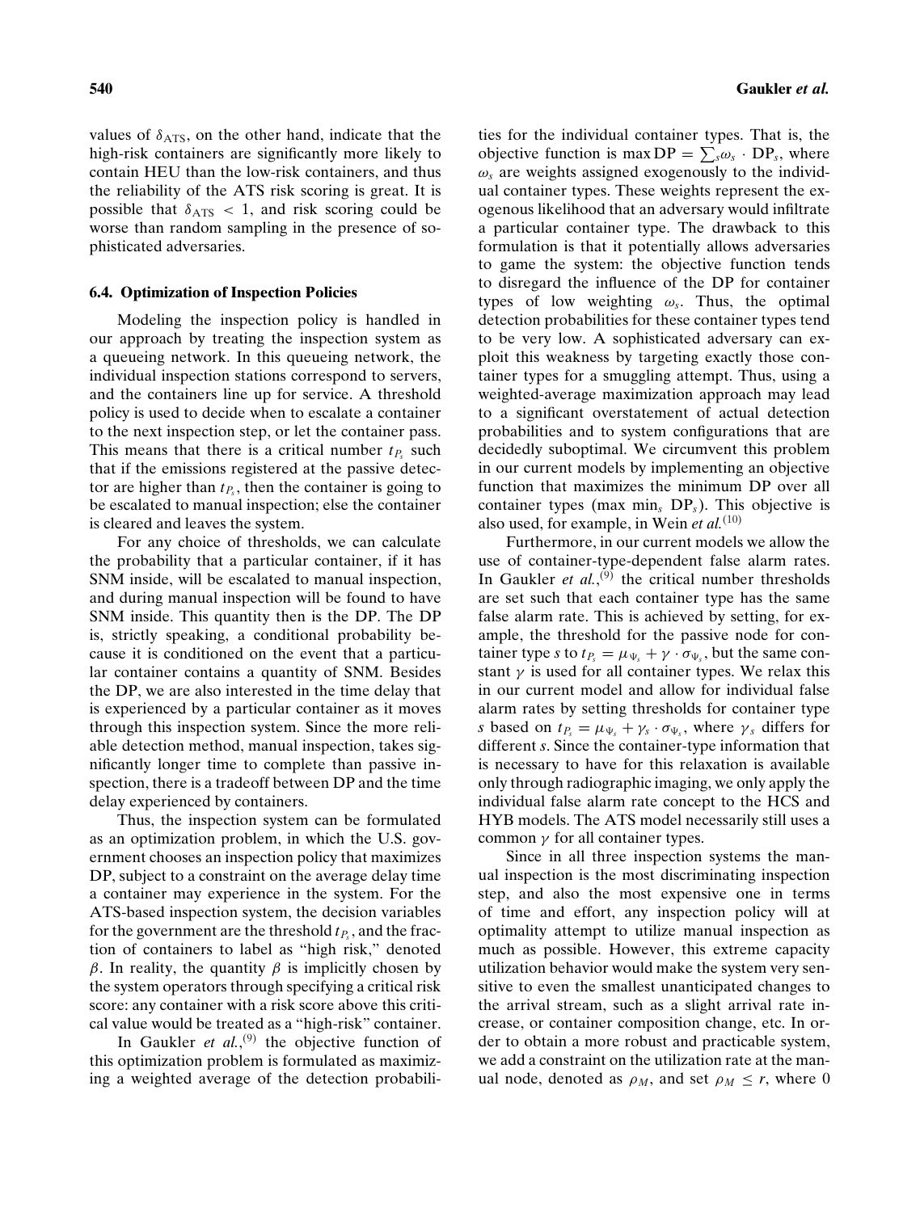values of $\delta_{\text{ATS}}$, on the other hand, indicate that the high-risk containers are significantly more likely to contain HEU than the low-risk containers, and thus the reliability of the ATS risk scoring is great. It is possible that $\delta_{\text{ATS}} < 1$, and risk scoring could be worse than random sampling in the presence of sophisticated adversaries.

### 6.4. Optimization of Inspection Policies

Modeling the inspection policy is handled in our approach by treating the inspection system as a queueing network. In this queueing network, the individual inspection stations correspond to servers, and the containers line up for service. A threshold policy is used to decide when to escalate a container to the next inspection step, or let the container pass. This means that there is a critical number $t_{P_s}$ such that if the emissions registered at the passive detector are higher than $t_{P_s}$, then the container is going to be escalated to manual inspection; else the container is cleared and leaves the system.

For any choice of thresholds, we can calculate the probability that a particular container, if it has SNM inside, will be escalated to manual inspection, and during manual inspection will be found to have SNM inside. This quantity then is the DP. The DP is, strictly speaking, a conditional probability because it is conditioned on the event that a particular container contains a quantity of SNM. Besides the DP, we are also interested in the time delay that is experienced by a particular container as it moves through this inspection system. Since the more reliable detection method, manual inspection, takes significantly longer time to complete than passive inspection, there is a tradeoff between DP and the time delay experienced by containers.

Thus, the inspection system can be formulated as an optimization problem, in which the U.S. government chooses an inspection policy that maximizes DP, subject to a constraint on the average delay time a container may experience in the system. For the ATS-based inspection system, the decision variables for the government are the threshold $t_{P_s}$, and the fraction of containers to label as "high risk," denoted $\beta$. In reality, the quantity $\beta$ is implicitly chosen by the system operators through specifying a critical risk score: any container with a risk score above this critical value would be treated as a "high-risk" container.

In Gaukler *et al.*,[9] the objective function of this optimization problem is formulated as maximizing a weighted average of the detection probabilities for the individual container types. That is, the objective function is $\max \text{DP} = \sum_s \omega_s \cdot \text{DP}_s$, where $\omega_s$ are weights assigned exogenously to the individual container types. These weights represent the exogenous likelihood that an adversary would infiltrate a particular container type. The drawback to this formulation is that it potentially allows adversaries to game the system: the objective function tends to disregard the influence of the DP for container types of low weighting $\omega_s$. Thus, the optimal detection probabilities for these container types tend to be very low. A sophisticated adversary can exploit this weakness by targeting exactly those container types for a smuggling attempt. Thus, using a weighted-average maximization approach may lead to a significant overstatement of actual detection probabilities and to system configurations that are decidedly suboptimal. We circumvent this problem in our current models by implementing an objective function that maximizes the minimum DP over all container types ($\max \min_s \text{DP}_s$). This objective is also used, for example, in Wein *et al.*[10]

Furthermore, in our current models we allow the use of container-type-dependent false alarm rates. In Gaukler *et al.*,[9] the critical number thresholds are set such that each container type has the same false alarm rate. This is achieved by setting, for example, the threshold for the passive node for container type $s$ to $t_{P_s} = \mu_{\Psi_s} + \gamma \cdot \sigma_{\Psi_s}$, but the same constant $\gamma$ is used for all container types. We relax this in our current model and allow for individual false alarm rates by setting thresholds for container type $s$ based on $t_{P_s} = \mu_{\Psi_s} + \gamma_s \cdot \sigma_{\Psi_s}$, where $\gamma_s$ differs for different $s$. Since the container-type information that is necessary to have for this relaxation is available only through radiographic imaging, we only apply the individual false alarm rate concept to the HCS and HYB models. The ATS model necessarily still uses a common $\gamma$ for all container types.

Since in all three inspection systems the manual inspection is the most discriminating inspection step, and also the most expensive one in terms of time and effort, any inspection policy will at optimality attempt to utilize manual inspection as much as possible. However, this extreme capacity utilization behavior would make the system very sensitive to even the smallest unanticipated changes to the arrival stream, such as a slight arrival rate increase, or container composition change, etc. In order to obtain a more robust and practicable system, we add a constraint on the utilization rate at the manual node, denoted as $\rho_M$, and set $\rho_M \leq r$, where 0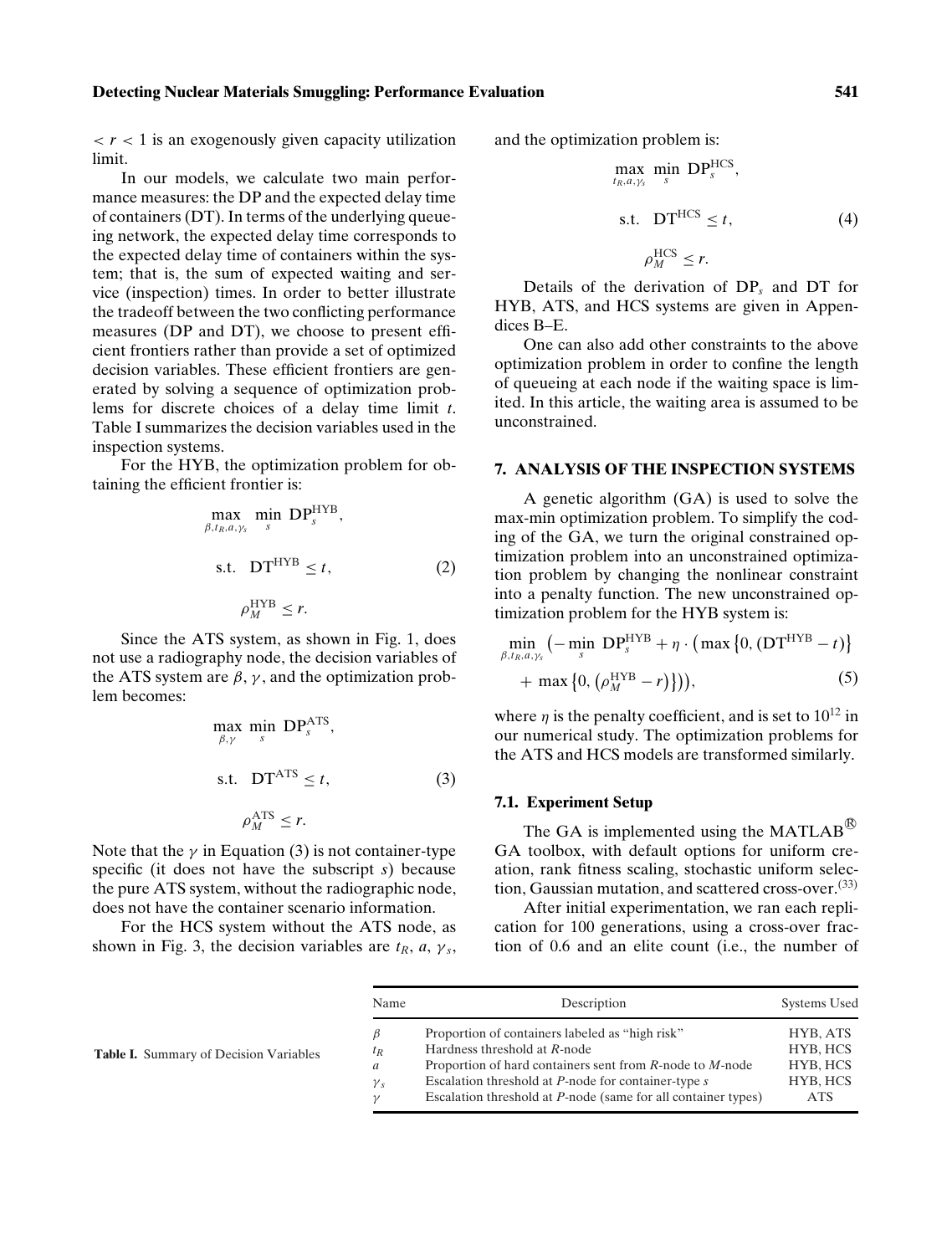$< r < 1$ is an exogenously given capacity utilization limit.

In our models, we calculate two main performance measures: the DP and the expected delay time of containers (DT). In terms of the underlying queueing network, the expected delay time corresponds to the expected delay time of containers within the system; that is, the sum of expected waiting and service (inspection) times. In order to better illustrate the tradeoff between the two conflicting performance measures (DP and DT), we choose to present efficient frontiers rather than provide a set of optimized decision variables. These efficient frontiers are generated by solving a sequence of optimization problems for discrete choices of a delay time limit $t$. Table I summarizes the decision variables used in the inspection systems.

For the HYB, the optimization problem for obtaining the efficient frontier is:

$$\max_{\beta, t_R, a, \gamma_s} \min_{s} \mathrm{DP}_s^{\mathrm{HYB}},$$
$$\text{s.t.} \quad \mathrm{DT}^{\mathrm{HYB}} \leq t, \tag{2}$$
$$\rho_M^{\mathrm{HYB}} \leq r.$$

Since the ATS system, as shown in Fig. 1, does not use a radiography node, the decision variables of the ATS system are $\beta$, $\gamma$, and the optimization problem becomes:

$$\max_{\beta, \gamma} \min_{s} \mathrm{DP}_s^{\mathrm{ATS}},$$
$$\text{s.t.} \quad \mathrm{DT}^{\mathrm{ATS}} \leq t, \tag{3}$$
$$\rho_M^{\mathrm{ATS}} \leq r.$$

Note that the $\gamma$ in Equation (3) is not container-type specific (it does not have the subscript $s$) because the pure ATS system, without the radiographic node, does not have the container scenario information.

For the HCS system without the ATS node, as shown in Fig. 3, the decision variables are $t_R$, $a$, $\gamma_s$, and the optimization problem is:

$$\max_{t_R, a, \gamma_s} \min_{s} \mathrm{DP}_s^{\mathrm{HCS}},$$
$$\text{s.t.} \quad \mathrm{DT}^{\mathrm{HCS}} \leq t, \tag{4}$$
$$\rho_M^{\mathrm{HCS}} \leq r.$$

Details of the derivation of $\mathrm{DP}_s$ and DT for HYB, ATS, and HCS systems are given in Appendices B–E.

One can also add other constraints to the above optimization problem in order to confine the length of queueing at each node if the waiting space is limited. In this article, the waiting area is assumed to be unconstrained.

## 7. ANALYSIS OF THE INSPECTION SYSTEMS

A genetic algorithm (GA) is used to solve the max-min optimization problem. To simplify the coding of the GA, we turn the original constrained optimization problem into an unconstrained optimization problem by changing the nonlinear constraint into a penalty function. The new unconstrained optimization problem for the HYB system is:

$$\min_{\beta, t_R, a, \gamma_s} \left( -\min_{s} \mathrm{DP}_s^{\mathrm{HYB}} + \eta \cdot \left( \max\left\{0, (\mathrm{DT}^{\mathrm{HYB}} - t)\right\} + \max\left\{0, \left(\rho_M^{\mathrm{HYB}} - r\right)\right\}\right)\right), \tag{5}$$

where $\eta$ is the penalty coefficient, and is set to $10^{12}$ in our numerical study. The optimization problems for the ATS and HCS models are transformed similarly.

### 7.1. Experiment Setup

The GA is implemented using the MATLAB® GA toolbox, with default options for uniform creation, rank fitness scaling, stochastic uniform selection, Gaussian mutation, and scattered cross-over.[33]

After initial experimentation, we ran each replication for 100 generations, using a cross-over fraction of 0.6 and an elite count (i.e., the number of

**Table I.** Summary of Decision Variables

| Name | Description | Systems Used |
|---|---|---|
| $\beta$ | Proportion of containers labeled as "high risk" | HYB, ATS |
| $t_R$ | Hardness threshold at $R$-node | HYB, HCS |
| $a$ | Proportion of hard containers sent from $R$-node to $M$-node | HYB, HCS |
| $\gamma_s$ | Escalation threshold at $P$-node for container-type $s$ | HYB, HCS |
| $\gamma$ | Escalation threshold at $P$-node (same for all container types) | ATS |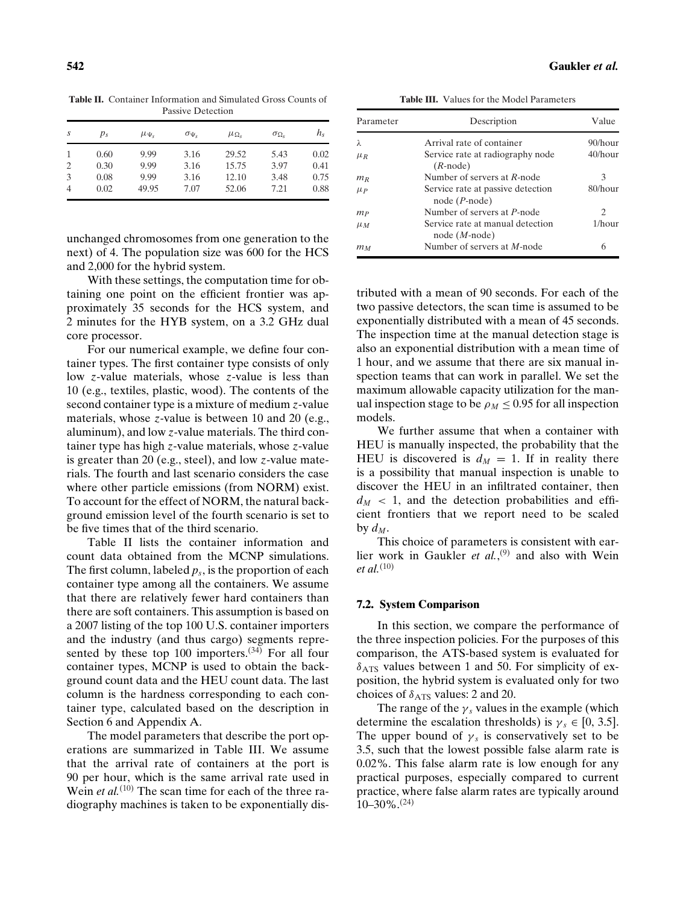**Table II.** Container Information and Simulated Gross Counts of Passive Detection

| $s$ | $p_s$ | $\mu_{\Psi_s}$ | $\sigma_{\Psi_s}$ | $\mu_{\Omega_s}$ | $\sigma_{\Omega_s}$ | $h_s$ |
|---|---|---|---|---|---|---|
| 1 | 0.60 | 9.99 | 3.16 | 29.52 | 5.43 | 0.02 |
| 2 | 0.30 | 9.99 | 3.16 | 15.75 | 3.97 | 0.41 |
| 3 | 0.08 | 9.99 | 3.16 | 12.10 | 3.48 | 0.75 |
| 4 | 0.02 | 49.95 | 7.07 | 52.06 | 7.21 | 0.88 |

unchanged chromosomes from one generation to the next) of 4. The population size was 600 for the HCS and 2,000 for the hybrid system.

With these settings, the computation time for obtaining one point on the efficient frontier was approximately 35 seconds for the HCS system, and 2 minutes for the HYB system, on a 3.2 GHz dual core processor.

For our numerical example, we define four container types. The first container type consists of only low $z$-value materials, whose $z$-value is less than 10 (e.g., textiles, plastic, wood). The contents of the second container type is a mixture of medium $z$-value materials, whose $z$-value is between 10 and 20 (e.g., aluminum), and low $z$-value materials. The third container type has high $z$-value materials, whose $z$-value is greater than 20 (e.g., steel), and low $z$-value materials. The fourth and last scenario considers the case where other particle emissions (from NORM) exist. To account for the effect of NORM, the natural background emission level of the fourth scenario is set to be five times that of the third scenario.

Table II lists the container information and count data obtained from the MCNP simulations. The first column, labeled $p_s$, is the proportion of each container type among all the containers. We assume that there are relatively fewer hard containers than there are soft containers. This assumption is based on a 2007 listing of the top 100 U.S. container importers and the industry (and thus cargo) segments represented by these top 100 importers.[34] For all four container types, MCNP is used to obtain the background count data and the HEU count data. The last column is the hardness corresponding to each container type, calculated based on the description in Section 6 and Appendix A.

The model parameters that describe the port operations are summarized in Table III. We assume that the arrival rate of containers at the port is 90 per hour, which is the same arrival rate used in Wein *et al.*[10] The scan time for each of the three radiography machines is taken to be exponentially distributed with a mean of 90 seconds. For each of the two passive detectors, the scan time is assumed to be exponentially distributed with a mean of 45 seconds. The inspection time at the manual detection stage is also an exponential distribution with a mean time of 1 hour, and we assume that there are six manual inspection teams that can work in parallel. We set the maximum allowable capacity utilization for the manual inspection stage to be $\rho_M \leq 0.95$ for all inspection models.

**Table III.** Values for the Model Parameters

| Parameter | Description | Value |
|---|---|---|
| $\lambda$ | Arrival rate of container | 90/hour |
| $\mu_R$ | Service rate at radiography node ($R$-node) | 40/hour |
| $m_R$ | Number of servers at $R$-node | 3 |
| $\mu_P$ | Service rate at passive detection node ($P$-node) | 80/hour |
| $m_P$ | Number of servers at $P$-node | 2 |
| $\mu_M$ | Service rate at manual detection node ($M$-node) | 1/hour |
| $m_M$ | Number of servers at $M$-node | 6 |

We further assume that when a container with HEU is manually inspected, the probability that the HEU is discovered is $d_M = 1$. If in reality there is a possibility that manual inspection is unable to discover the HEU in an infiltrated container, then $d_M < 1$, and the detection probabilities and efficient frontiers that we report need to be scaled by $d_M$.

This choice of parameters is consistent with earlier work in Gaukler *et al.*,[9] and also with Wein *et al.*[10]

### 7.2. System Comparison

In this section, we compare the performance of the three inspection policies. For the purposes of this comparison, the ATS-based system is evaluated for $\delta_{\text{ATS}}$ values between 1 and 50. For simplicity of exposition, the hybrid system is evaluated only for two choices of $\delta_{\text{ATS}}$ values: 2 and 20.

The range of the $\gamma_s$ values in the example (which determine the escalation thresholds) is $\gamma_s \in [0, 3.5]$. The upper bound of $\gamma_s$ is conservatively set to be 3.5, such that the lowest possible false alarm rate is 0.02%. This false alarm rate is low enough for any practical purposes, especially compared to current practice, where false alarm rates are typically around 10–30%.[24]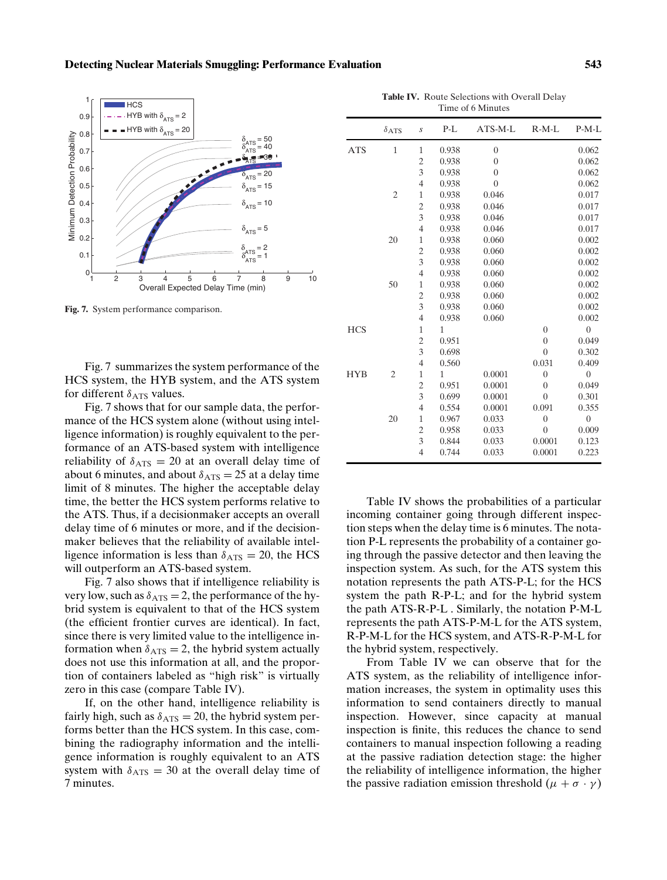Fig. 7. System performance comparison.

Fig. 7 summarizes the system performance of the HCS system, the HYB system, and the ATS system for different $\delta_{ATS}$ values.

Fig. 7 shows that for our sample data, the performance of the HCS system alone (without using intelligence information) is roughly equivalent to the performance of an ATS-based system with intelligence reliability of $\delta_{ATS} = 20$ at an overall delay time of about 6 minutes, and about $\delta_{ATS} = 25$ at a delay time limit of 8 minutes. The higher the acceptable delay time, the better the HCS system performs relative to the ATS. Thus, if a decisionmaker accepts an overall delay time of 6 minutes or more, and if the decisionmaker believes that the reliability of available intelligence information is less than $\delta_{ATS} = 20$, the HCS will outperform an ATS-based system.

Fig. 7 also shows that if intelligence reliability is very low, such as $\delta_{ATS} = 2$, the performance of the hybrid system is equivalent to that of the HCS system (the efficient frontier curves are identical). In fact, since there is very limited value to the intelligence information when $\delta_{ATS} = 2$, the hybrid system actually does not use this information at all, and the proportion of containers labeled as "high risk" is virtually zero in this case (compare Table IV).

If, on the other hand, intelligence reliability is fairly high, such as $\delta_{ATS} = 20$, the hybrid system performs better than the HCS system. In this case, combining the radiography information and the intelligence information is roughly equivalent to an ATS system with $\delta_{ATS} = 30$ at the overall delay time of 7 minutes.

**Table IV.** Route Selections with Overall Delay Time of 6 Minutes

| | $\delta_{ATS}$ | $s$ | P-L | ATS-M-L | R-M-L | P-M-L |
|---|---|---|---|---|---|---|
| ATS | 1 | 1 | 0.938 | 0 | | 0.062 |
| | | 2 | 0.938 | 0 | | 0.062 |
| | | 3 | 0.938 | 0 | | 0.062 |
| | | 4 | 0.938 | 0 | | 0.062 |
| | 2 | 1 | 0.938 | 0.046 | | 0.017 |
| | | 2 | 0.938 | 0.046 | | 0.017 |
| | | 3 | 0.938 | 0.046 | | 0.017 |
| | | 4 | 0.938 | 0.046 | | 0.017 |
| | 20 | 1 | 0.938 | 0.060 | | 0.002 |
| | | 2 | 0.938 | 0.060 | | 0.002 |
| | | 3 | 0.938 | 0.060 | | 0.002 |
| | | 4 | 0.938 | 0.060 | | 0.002 |
| | 50 | 1 | 0.938 | 0.060 | | 0.002 |
| | | 2 | 0.938 | 0.060 | | 0.002 |
| | | 3 | 0.938 | 0.060 | | 0.002 |
| | | 4 | 0.938 | 0.060 | | 0.002 |
| HCS | | 1 | 1 | | 0 | 0 |
| | | 2 | 0.951 | | 0 | 0.049 |
| | | 3 | 0.698 | | 0 | 0.302 |
| | | 4 | 0.560 | | 0.031 | 0.409 |
| HYB | 2 | 1 | 1 | 0.0001 | 0 | 0 |
| | | 2 | 0.951 | 0.0001 | 0 | 0.049 |
| | | 3 | 0.699 | 0.0001 | 0 | 0.301 |
| | | 4 | 0.554 | 0.0001 | 0.091 | 0.355 |
| | 20 | 1 | 0.967 | 0.033 | 0 | 0 |
| | | 2 | 0.958 | 0.033 | 0 | 0.009 |
| | | 3 | 0.844 | 0.033 | 0.0001 | 0.123 |
| | | 4 | 0.744 | 0.033 | 0.0001 | 0.223 |

Table IV shows the probabilities of a particular incoming container going through different inspection steps when the delay time is 6 minutes. The notation P-L represents the probability of a container going through the passive detector and then leaving the inspection system. As such, for the ATS system this notation represents the path ATS-P-L; for the HCS system the path R-P-L; and for the hybrid system the path ATS-R-P-L . Similarly, the notation P-M-L represents the path ATS-P-M-L for the ATS system, R-P-M-L for the HCS system, and ATS-R-P-M-L for the hybrid system, respectively.

From Table IV we can observe that for the ATS system, as the reliability of intelligence information increases, the system in optimality uses this information to send containers directly to manual inspection. However, since capacity at manual inspection is finite, this reduces the chance to send containers to manual inspection following a reading at the passive radiation detection stage: the higher the reliability of intelligence information, the higher the passive radiation emission threshold $(\mu + \sigma \cdot \gamma)$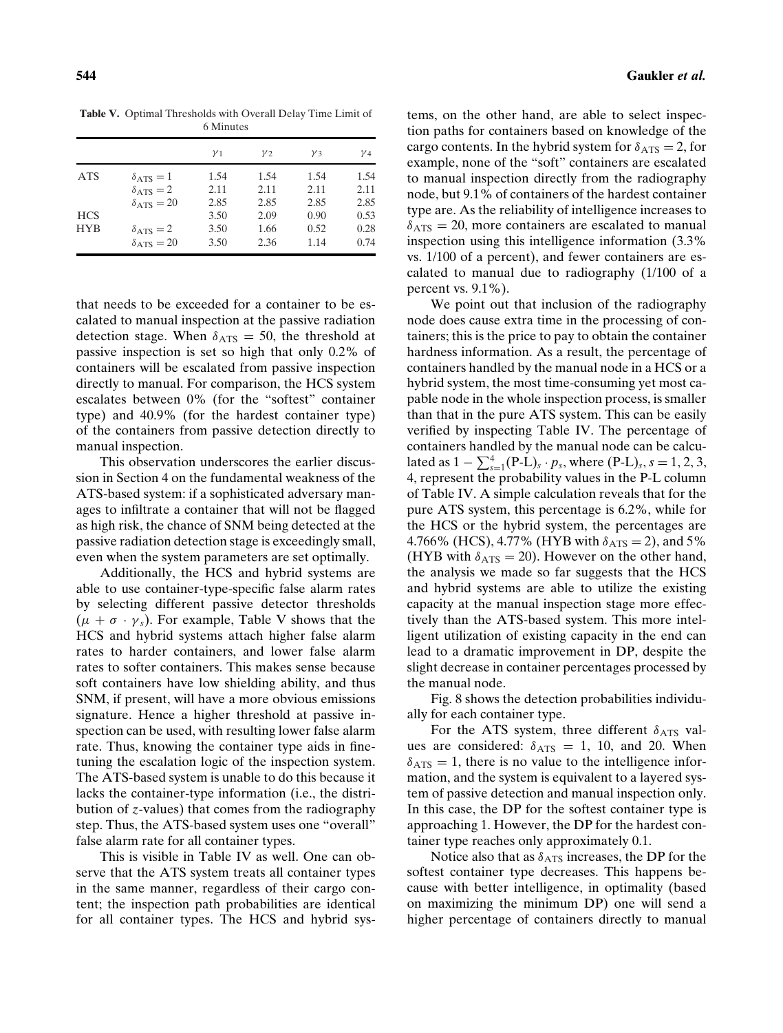**Table V.** Optimal Thresholds with Overall Delay Time Limit of 6 Minutes

| | | $\gamma_1$ | $\gamma_2$ | $\gamma_3$ | $\gamma_4$ |
|---|---|---|---|---|---|
| ATS | $\delta_{ATS} = 1$ | 1.54 | 1.54 | 1.54 | 1.54 |
| | $\delta_{ATS} = 2$ | 2.11 | 2.11 | 2.11 | 2.11 |
| | $\delta_{ATS} = 20$ | 2.85 | 2.85 | 2.85 | 2.85 |
| HCS | | 3.50 | 2.09 | 0.90 | 0.53 |
| HYB | $\delta_{ATS} = 2$ | 3.50 | 1.66 | 0.52 | 0.28 |
| | $\delta_{ATS} = 20$ | 3.50 | 2.36 | 1.14 | 0.74 |

that needs to be exceeded for a container to be escalated to manual inspection at the passive radiation detection stage. When $\delta_{ATS} = 50$, the threshold at passive inspection is set so high that only 0.2% of containers will be escalated from passive inspection directly to manual. For comparison, the HCS system escalates between 0% (for the "softest" container type) and 40.9% (for the hardest container type) of the containers from passive detection directly to manual inspection.

This observation underscores the earlier discussion in Section 4 on the fundamental weakness of the ATS-based system: if a sophisticated adversary manages to infiltrate a container that will not be flagged as high risk, the chance of SNM being detected at the passive radiation detection stage is exceedingly small, even when the system parameters are set optimally.

Additionally, the HCS and hybrid systems are able to use container-type-specific false alarm rates by selecting different passive detector thresholds ($\mu + \sigma \cdot \gamma_s$). For example, Table V shows that the HCS and hybrid systems attach higher false alarm rates to harder containers, and lower false alarm rates to softer containers. This makes sense because soft containers have low shielding ability, and thus SNM, if present, will have a more obvious emissions signature. Hence a higher threshold at passive inspection can be used, with resulting lower false alarm rate. Thus, knowing the container type aids in fine-tuning the escalation logic of the inspection system. The ATS-based system is unable to do this because it lacks the container-type information (i.e., the distribution of $z$-values) that comes from the radiography step. Thus, the ATS-based system uses one "overall" false alarm rate for all container types.

This is visible in Table IV as well. One can observe that the ATS system treats all container types in the same manner, regardless of their cargo content; the inspection path probabilities are identical for all container types. The HCS and hybrid systems, on the other hand, are able to select inspection paths for containers based on knowledge of the cargo contents. In the hybrid system for $\delta_{ATS} = 2$, for example, none of the "soft" containers are escalated to manual inspection directly from the radiography node, but 9.1% of containers of the hardest container type are. As the reliability of intelligence increases to $\delta_{ATS} = 20$, more containers are escalated to manual inspection using this intelligence information (3.3% vs. 1/100 of a percent), and fewer containers are escalated to manual due to radiography (1/100 of a percent vs. 9.1%).

We point out that inclusion of the radiography node does cause extra time in the processing of containers; this is the price to pay to obtain the container hardness information. As a result, the percentage of containers handled by the manual node in a HCS or a hybrid system, the most time-consuming yet most capable node in the whole inspection process, is smaller than that in the pure ATS system. This can be easily verified by inspecting Table IV. The percentage of containers handled by the manual node can be calculated as $1 - \sum_{s=1}^{4} (\text{P-L})_s \cdot p_s$, where $(\text{P-L})_s$, $s = 1, 2, 3, 4$, represent the probability values in the P-L column of Table IV. A simple calculation reveals that for the pure ATS system, this percentage is 6.2%, while for the HCS or the hybrid system, the percentages are 4.766% (HCS), 4.77% (HYB with $\delta_{ATS} = 2$), and 5% (HYB with $\delta_{ATS} = 20$). However on the other hand, the analysis we made so far suggests that the HCS and hybrid systems are able to utilize the existing capacity at the manual inspection stage more effectively than the ATS-based system. This more intelligent utilization of existing capacity in the end can lead to a dramatic improvement in DP, despite the slight decrease in container percentages processed by the manual node.

Fig. 8 shows the detection probabilities individually for each container type.

For the ATS system, three different $\delta_{ATS}$ values are considered: $\delta_{ATS} = 1$, 10, and 20. When $\delta_{ATS} = 1$, there is no value to the intelligence information, and the system is equivalent to a layered system of passive detection and manual inspection only. In this case, the DP for the softest container type is approaching 1. However, the DP for the hardest container type reaches only approximately 0.1.

Notice also that as $\delta_{ATS}$ increases, the DP for the softest container type decreases. This happens because with better intelligence, in optimality (based on maximizing the minimum DP) one will send a higher percentage of containers directly to manual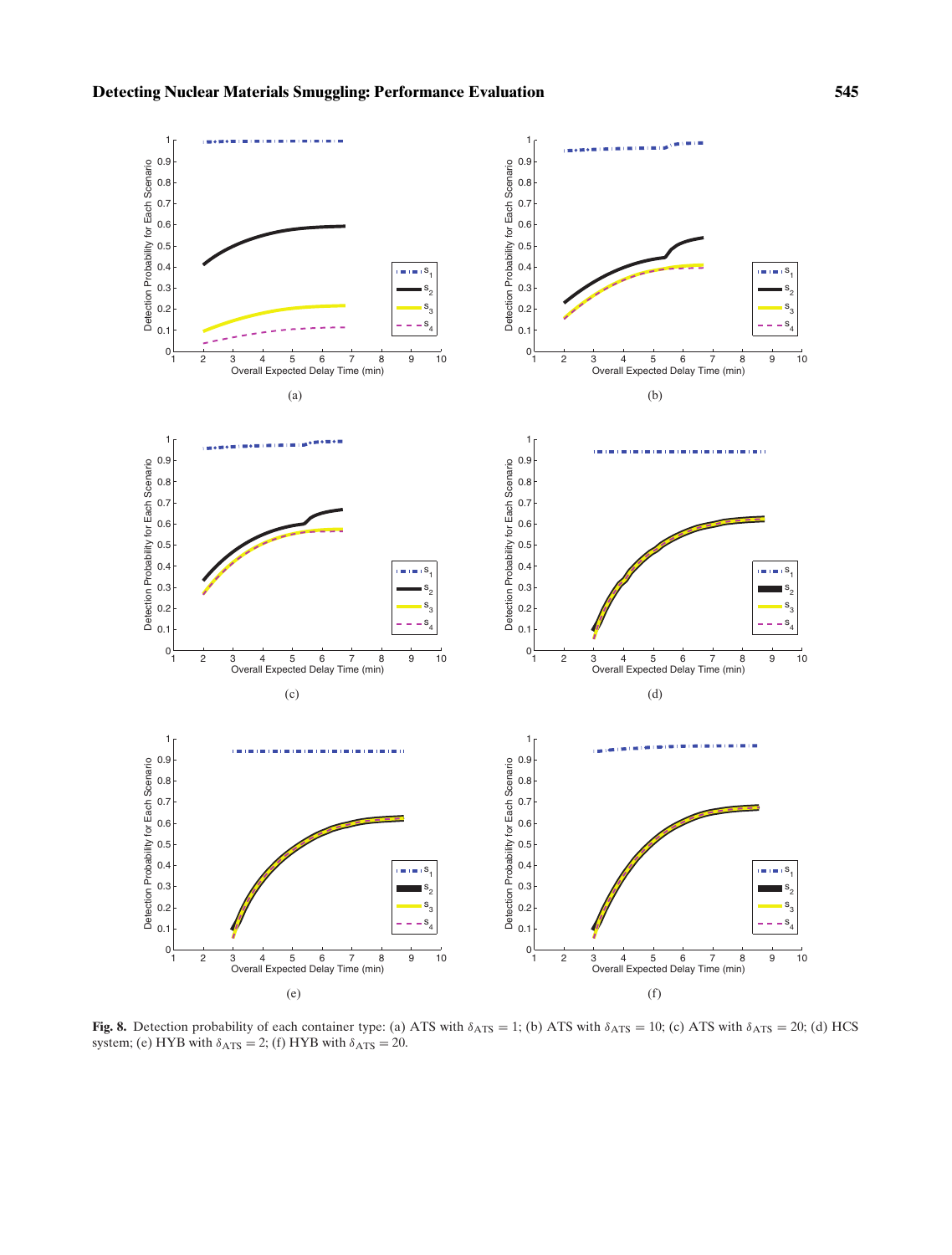**Fig. 8.** Detection probability of each container type: (a) ATS with $\delta_{ATS} = 1$; (b) ATS with $\delta_{ATS} = 10$; (c) ATS with $\delta_{ATS} = 20$; (d) HCS system; (e) HYB with $\delta_{ATS} = 2$; (f) HYB with $\delta_{ATS} = 20$.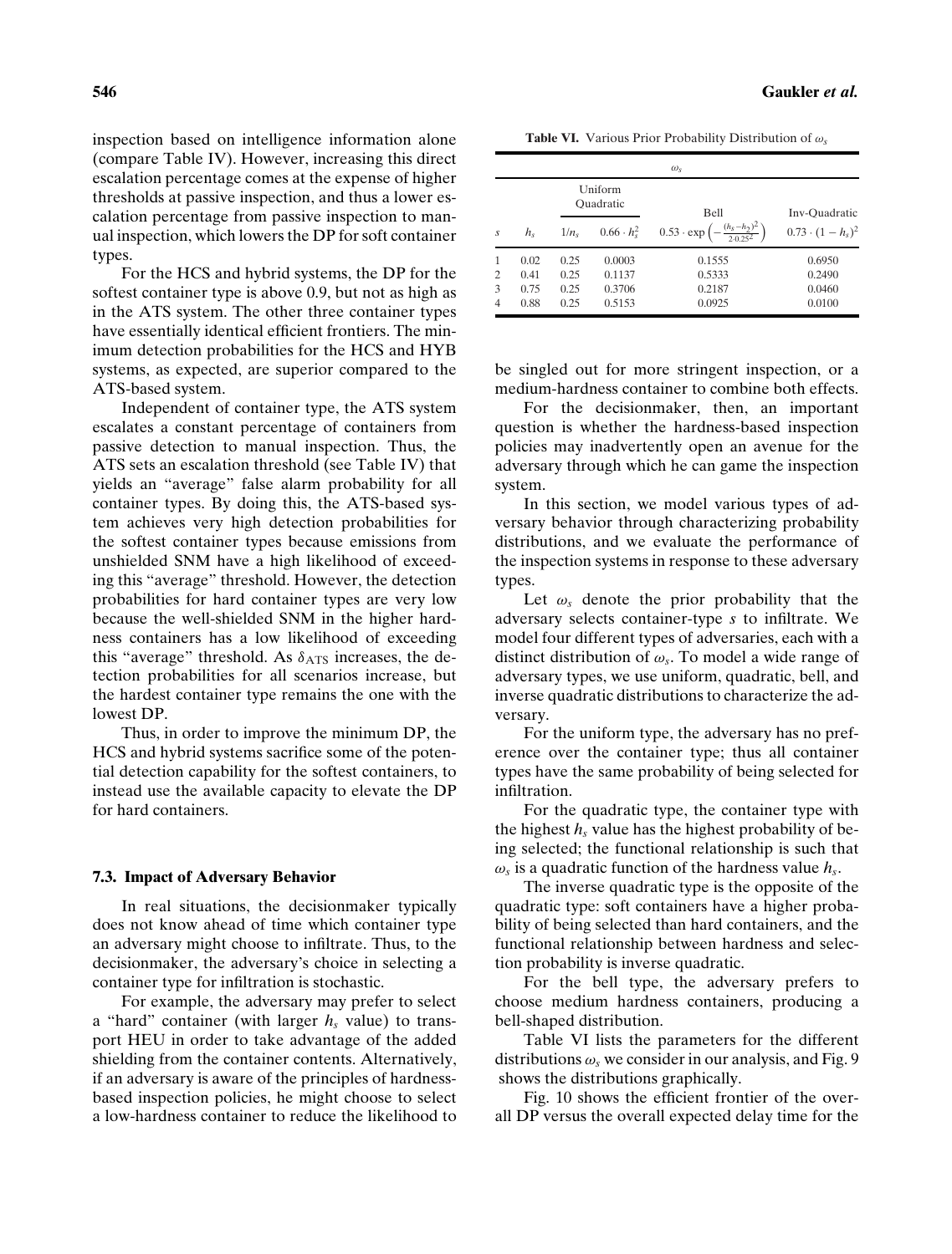inspection based on intelligence information alone (compare Table IV). However, increasing this direct escalation percentage comes at the expense of higher thresholds at passive inspection, and thus a lower escalation percentage from passive inspection to manual inspection, which lowers the DP for soft container types.

For the HCS and hybrid systems, the DP for the softest container type is above 0.9, but not as high as in the ATS system. The other three container types have essentially identical efficient frontiers. The minimum detection probabilities for the HCS and HYB systems, as expected, are superior compared to the ATS-based system.

Independent of container type, the ATS system escalates a constant percentage of containers from passive detection to manual inspection. Thus, the ATS sets an escalation threshold (see Table IV) that yields an "average" false alarm probability for all container types. By doing this, the ATS-based system achieves very high detection probabilities for the softest container types because emissions from unshielded SNM have a high likelihood of exceeding this "average" threshold. However, the detection probabilities for hard container types are very low because the well-shielded SNM in the higher hardness containers has a low likelihood of exceeding this "average" threshold. As $\delta_{\text{ATS}}$ increases, the detection probabilities for all scenarios increase, but the hardest container type remains the one with the lowest DP.

Thus, in order to improve the minimum DP, the HCS and hybrid systems sacrifice some of the potential detection capability for the softest containers, to instead use the available capacity to elevate the DP for hard containers.

### 7.3. Impact of Adversary Behavior

In real situations, the decisionmaker typically does not know ahead of time which container type an adversary might choose to infiltrate. Thus, to the decisionmaker, the adversary's choice in selecting a container type for infiltration is stochastic.

For example, the adversary may prefer to select a "hard" container (with larger $h_s$ value) to transport HEU in order to take advantage of the added shielding from the container contents. Alternatively, if an adversary is aware of the principles of hardness-based inspection policies, he might choose to select a low-hardness container to reduce the likelihood to be singled out for more stringent inspection, or a medium-hardness container to combine both effects.

**Table VI.** Various Prior Probability Distribution of $\omega_s$

| | | $\omega_s$ | | | |
|---|---|---|---|---|---|
| | | Uniform | Quadratic | Bell | Inv-Quadratic |
| $s$ | $h_s$ | $1/n_s$ | $0.66 \cdot h_s^2$ | $0.53 \cdot \exp\left(-\frac{(h_s - h_2)^2}{2 \cdot 0.25^2}\right)$ | $0.73 \cdot (1 - h_s)^2$ |
| 1 | 0.02 | 0.25 | 0.0003 | 0.1555 | 0.6950 |
| 2 | 0.41 | 0.25 | 0.1137 | 0.5333 | 0.2490 |
| 3 | 0.75 | 0.25 | 0.3706 | 0.2187 | 0.0460 |
| 4 | 0.88 | 0.25 | 0.5153 | 0.0925 | 0.0100 |

For the decisionmaker, then, an important question is whether the hardness-based inspection policies may inadvertently open an avenue for the adversary through which he can game the inspection system.

In this section, we model various types of adversary behavior through characterizing probability distributions, and we evaluate the performance of the inspection systems in response to these adversary types.

Let $\omega_s$ denote the prior probability that the adversary selects container-type $s$ to infiltrate. We model four different types of adversaries, each with a distinct distribution of $\omega_s$. To model a wide range of adversary types, we use uniform, quadratic, bell, and inverse quadratic distributions to characterize the adversary.

For the uniform type, the adversary has no preference over the container type; thus all container types have the same probability of being selected for infiltration.

For the quadratic type, the container type with the highest $h_s$ value has the highest probability of being selected; the functional relationship is such that $\omega_s$ is a quadratic function of the hardness value $h_s$.

The inverse quadratic type is the opposite of the quadratic type: soft containers have a higher probability of being selected than hard containers, and the functional relationship between hardness and selection probability is inverse quadratic.

For the bell type, the adversary prefers to choose medium hardness containers, producing a bell-shaped distribution.

Table VI lists the parameters for the different distributions $\omega_s$ we consider in our analysis, and Fig. 9 shows the distributions graphically.

Fig. 10 shows the efficient frontier of the overall DP versus the overall expected delay time for the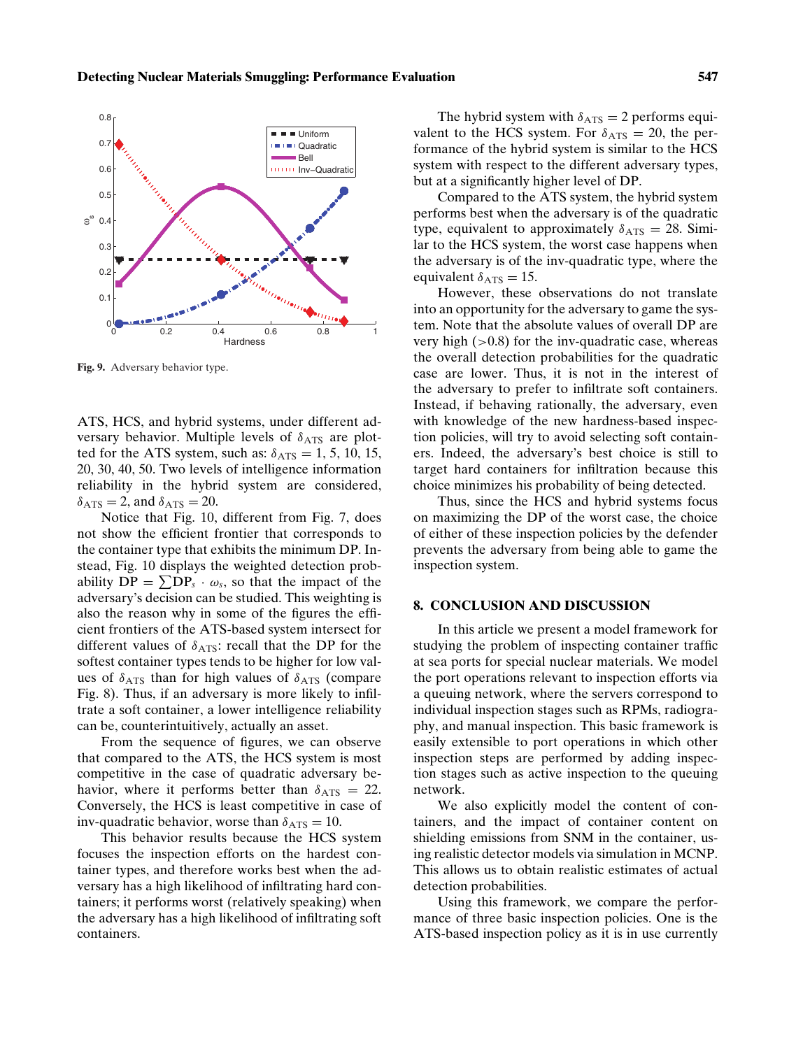Fig. 9. Adversary behavior type.

ATS, HCS, and hybrid systems, under different adversary behavior. Multiple levels of $\delta_{\text{ATS}}$ are plotted for the ATS system, such as: $\delta_{\text{ATS}} = 1, 5, 10, 15, 20, 30, 40, 50$. Two levels of intelligence information reliability in the hybrid system are considered, $\delta_{\text{ATS}} = 2$, and $\delta_{\text{ATS}} = 20$.

Notice that Fig. 10, different from Fig. 7, does not show the efficient frontier that corresponds to the container type that exhibits the minimum DP. Instead, Fig. 10 displays the weighted detection probability $\text{DP} = \sum \text{DP}_s \cdot \omega_s$, so that the impact of the adversary's decision can be studied. This weighting is also the reason why in some of the figures the efficient frontiers of the ATS-based system intersect for different values of $\delta_{\text{ATS}}$: recall that the DP for the softest container types tends to be higher for low values of $\delta_{\text{ATS}}$ than for high values of $\delta_{\text{ATS}}$ (compare Fig. 8). Thus, if an adversary is more likely to infiltrate a soft container, a lower intelligence reliability can be, counterintuitively, actually an asset.

From the sequence of figures, we can observe that compared to the ATS, the HCS system is most competitive in the case of quadratic adversary behavior, where it performs better than $\delta_{\text{ATS}} = 22$. Conversely, the HCS is least competitive in case of inv-quadratic behavior, worse than $\delta_{\text{ATS}} = 10$.

This behavior results because the HCS system focuses the inspection efforts on the hardest container types, and therefore works best when the adversary has a high likelihood of infiltrating hard containers; it performs worst (relatively speaking) when the adversary has a high likelihood of infiltrating soft containers.

The hybrid system with $\delta_{\text{ATS}} = 2$ performs equivalent to the HCS system. For $\delta_{\text{ATS}} = 20$, the performance of the hybrid system is similar to the HCS system with respect to the different adversary types, but at a significantly higher level of DP.

Compared to the ATS system, the hybrid system performs best when the adversary is of the quadratic type, equivalent to approximately $\delta_{\text{ATS}} = 28$. Similar to the HCS system, the worst case happens when the adversary is of the inv-quadratic type, where the equivalent $\delta_{\text{ATS}} = 15$.

However, these observations do not translate into an opportunity for the adversary to game the system. Note that the absolute values of overall DP are very high ($>0.8$) for the inv-quadratic case, whereas the overall detection probabilities for the quadratic case are lower. Thus, it is not in the interest of the adversary to prefer to infiltrate soft containers. Instead, if behaving rationally, the adversary, even with knowledge of the new hardness-based inspection policies, will try to avoid selecting soft containers. Indeed, the adversary's best choice is still to target hard containers for infiltration because this choice minimizes his probability of being detected.

Thus, since the HCS and hybrid systems focus on maximizing the DP of the worst case, the choice of either of these inspection policies by the defender prevents the adversary from being able to game the inspection system.

## 8. CONCLUSION AND DISCUSSION

In this article we present a model framework for studying the problem of inspecting container traffic at sea ports for special nuclear materials. We model the port operations relevant to inspection efforts via a queuing network, where the servers correspond to individual inspection stages such as RPMs, radiography, and manual inspection. This basic framework is easily extensible to port operations in which other inspection steps are performed by adding inspection stages such as active inspection to the queuing network.

We also explicitly model the content of containers, and the impact of container content on shielding emissions from SNM in the container, using realistic detector models via simulation in MCNP. This allows us to obtain realistic estimates of actual detection probabilities.

Using this framework, we compare the performance of three basic inspection policies. One is the ATS-based inspection policy as it is in use currently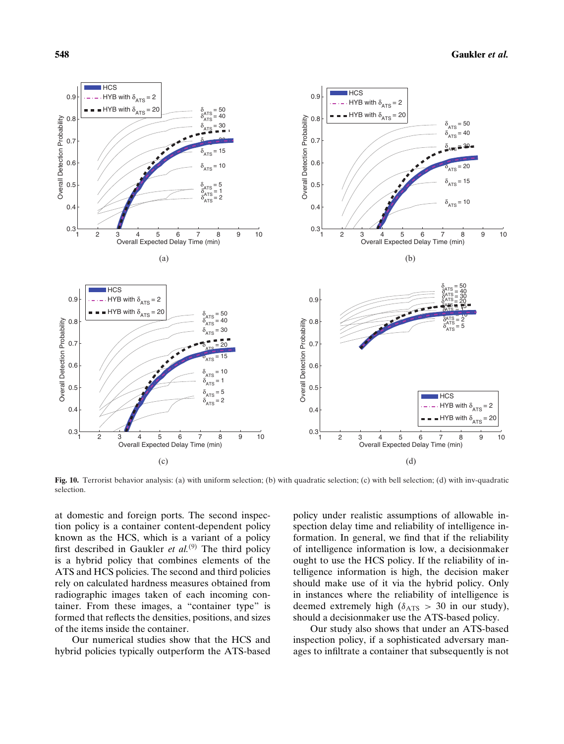**Fig. 10.** Terrorist behavior analysis: (a) with uniform selection; (b) with quadratic selection; (c) with bell selection; (d) with inv-quadratic selection.

at domestic and foreign ports. The second inspection policy is a container content-dependent policy known as the HCS, which is a variant of a policy first described in Gaukler *et al.*[9] The third policy is a hybrid policy that combines elements of the ATS and HCS policies. The second and third policies rely on calculated hardness measures obtained from radiographic images taken of each incoming container. From these images, a "container type" is formed that reflects the densities, positions, and sizes of the items inside the container.

Our numerical studies show that the HCS and hybrid policies typically outperform the ATS-based policy under realistic assumptions of allowable inspection delay time and reliability of intelligence information. In general, we find that if the reliability of intelligence information is low, a decisionmaker ought to use the HCS policy. If the reliability of intelligence information is high, the decision maker should make use of it via the hybrid policy. Only in instances where the reliability of intelligence is deemed extremely high ($\delta_{ATS} > 30$ in our study), should a decisionmaker use the ATS-based policy.

Our study also shows that under an ATS-based inspection policy, if a sophisticated adversary manages to infiltrate a container that subsequently is not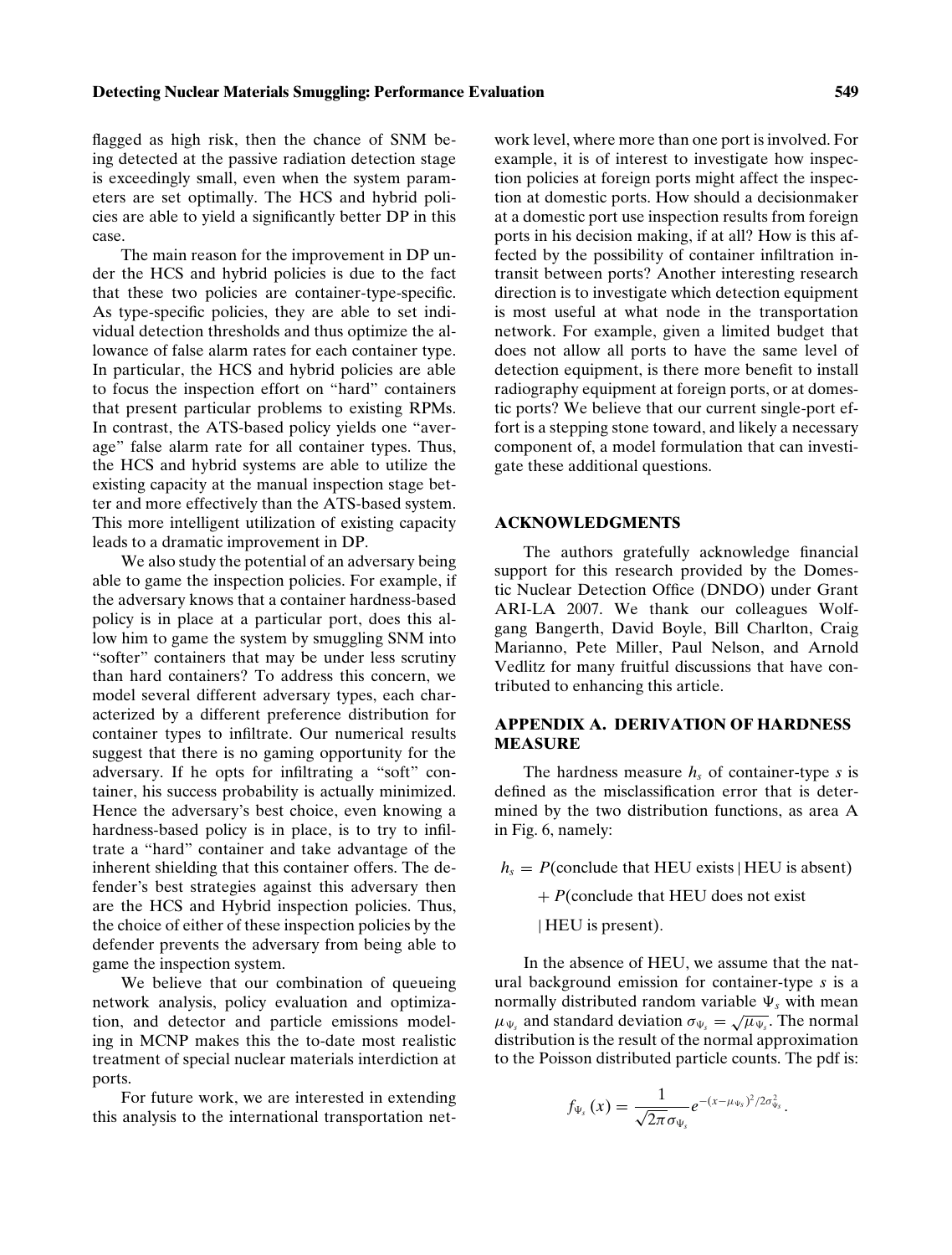flagged as high risk, then the chance of SNM being detected at the passive radiation detection stage is exceedingly small, even when the system parameters are set optimally. The HCS and hybrid policies are able to yield a significantly better DP in this case.

The main reason for the improvement in DP under the HCS and hybrid policies is due to the fact that these two policies are container-type-specific. As type-specific policies, they are able to set individual detection thresholds and thus optimize the allowance of false alarm rates for each container type. In particular, the HCS and hybrid policies are able to focus the inspection effort on "hard" containers that present particular problems to existing RPMs. In contrast, the ATS-based policy yields one "average" false alarm rate for all container types. Thus, the HCS and hybrid systems are able to utilize the existing capacity at the manual inspection stage better and more effectively than the ATS-based system. This more intelligent utilization of existing capacity leads to a dramatic improvement in DP.

We also study the potential of an adversary being able to game the inspection policies. For example, if the adversary knows that a container hardness-based policy is in place at a particular port, does this allow him to game the system by smuggling SNM into "softer" containers that may be under less scrutiny than hard containers? To address this concern, we model several different adversary types, each characterized by a different preference distribution for container types to infiltrate. Our numerical results suggest that there is no gaming opportunity for the adversary. If he opts for infiltrating a "soft" container, his success probability is actually minimized. Hence the adversary's best choice, even knowing a hardness-based policy is in place, is to try to infiltrate a "hard" container and take advantage of the inherent shielding that this container offers. The defender's best strategies against this adversary then are the HCS and Hybrid inspection policies. Thus, the choice of either of these inspection policies by the defender prevents the adversary from being able to game the inspection system.

We believe that our combination of queueing network analysis, policy evaluation and optimization, and detector and particle emissions modeling in MCNP makes this the to-date most realistic treatment of special nuclear materials interdiction at ports.

For future work, we are interested in extending this analysis to the international transportation network level, where more than one port is involved. For example, it is of interest to investigate how inspection policies at foreign ports might affect the inspection at domestic ports. How should a decisionmaker at a domestic port use inspection results from foreign ports in his decision making, if at all? How is this affected by the possibility of container infiltration in-transit between ports? Another interesting research direction is to investigate which detection equipment is most useful at what node in the transportation network. For example, given a limited budget that does not allow all ports to have the same level of detection equipment, is there more benefit to install radiography equipment at foreign ports, or at domestic ports? We believe that our current single-port effort is a stepping stone toward, and likely a necessary component of, a model formulation that can investigate these additional questions.

## ACKNOWLEDGMENTS

The authors gratefully acknowledge financial support for this research provided by the Domestic Nuclear Detection Office (DNDO) under Grant ARI-LA 2007. We thank our colleagues Wolfgang Bangerth, David Boyle, Bill Charlton, Craig Marianno, Pete Miller, Paul Nelson, and Arnold Vedlitz for many fruitful discussions that have contributed to enhancing this article.

## APPENDIX A. DERIVATION OF HARDNESS MEASURE

The hardness measure $h_s$ of container-type $s$ is defined as the misclassification error that is determined by the two distribution functions, as area A in Fig. 6, namely:

$$
\begin{aligned}
h_s = {} & P(\text{conclude that HEU exists} \mid \text{HEU is absent}) \\
& + P(\text{conclude that HEU does not exist} \\
& \mid \text{HEU is present}).
\end{aligned}
$$

In the absence of HEU, we assume that the natural background emission for container-type $s$ is a normally distributed random variable $\Psi_s$ with mean $\mu_{\Psi_s}$ and standard deviation $\sigma_{\Psi_s} = \sqrt{\mu_{\Psi_s}}$. The normal distribution is the result of the normal approximation to the Poisson distributed particle counts. The pdf is:

$$
f_{\Psi_s}(x) = \frac{1}{\sqrt{2\pi}\sigma_{\Psi_s}} e^{-(x-\mu_{\Psi_s})^2/2\sigma_{\Psi_s}^2}.
$$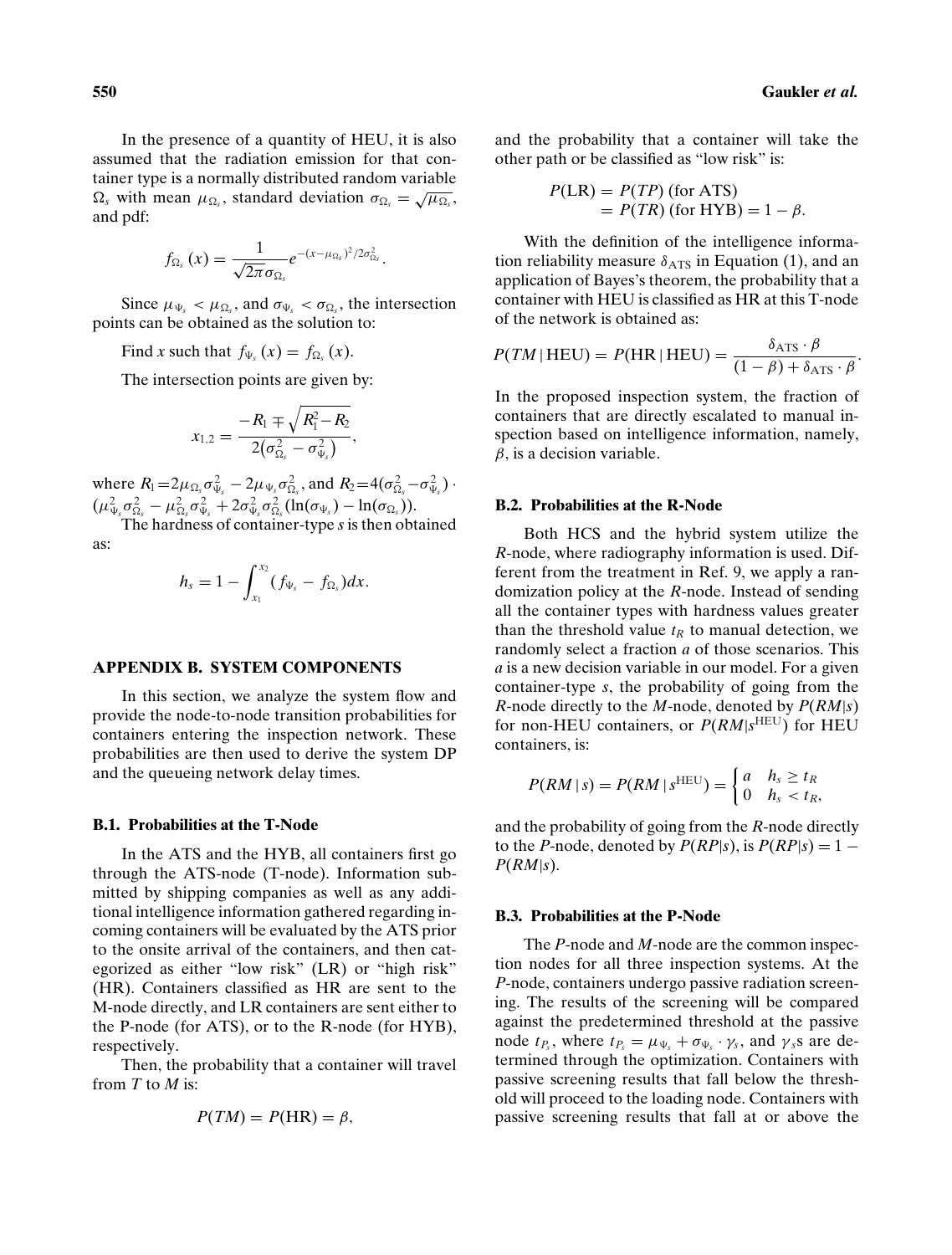In the presence of a quantity of HEU, it is also assumed that the radiation emission for that container type is a normally distributed random variable $\Omega_s$ with mean $\mu_{\Omega_s}$, standard deviation $\sigma_{\Omega_s} = \sqrt{\mu_{\Omega_s}}$, and pdf:

$$f_{\Omega_s}(x) = \frac{1}{\sqrt{2\pi}\sigma_{\Omega_s}} e^{-(x-\mu_{\Omega_s})^2/2\sigma_{\Omega_s}^2}.$$

Since $\mu_{\Psi_s} < \mu_{\Omega_s}$, and $\sigma_{\Psi_s} < \sigma_{\Omega_s}$, the intersection points can be obtained as the solution to:

Find $x$ such that $f_{\Psi_s}(x) = f_{\Omega_s}(x)$.

The intersection points are given by:

$$x_{1,2} = \frac{-R_1 \mp \sqrt{R_1^2 - R_2}}{2\left(\sigma_{\Omega_s}^2 - \sigma_{\Psi_s}^2\right)},$$

where $R_1 = 2\mu_{\Omega_s}\sigma_{\Psi_s}^2 - 2\mu_{\Psi_s}\sigma_{\Omega_s}^2$, and $R_2 = 4(\sigma_{\Omega_s}^2 - \sigma_{\Psi_s}^2) \cdot (\mu_{\Psi_s}^2\sigma_{\Omega_s}^2 - \mu_{\Omega_s}^2\sigma_{\Psi_s}^2 + 2\sigma_{\Psi_s}^2\sigma_{\Omega_s}^2(\ln(\sigma_{\Psi_s}) - \ln(\sigma_{\Omega_s}))$.

The hardness of container-type $s$ is then obtained as:

$$h_s = 1 - \int_{x_1}^{x_2} (f_{\Psi_s} - f_{\Omega_s})dx.$$

## APPENDIX B. SYSTEM COMPONENTS

In this section, we analyze the system flow and provide the node-to-node transition probabilities for containers entering the inspection network. These probabilities are then used to derive the system DP and the queueing network delay times.

### B.1. Probabilities at the T-Node

In the ATS and the HYB, all containers first go through the ATS-node (T-node). Information submitted by shipping companies as well as any additional intelligence information gathered regarding incoming containers will be evaluated by the ATS prior to the onsite arrival of the containers, and then categorized as either "low risk" (LR) or "high risk" (HR). Containers classified as HR are sent to the M-node directly, and LR containers are sent either to the P-node (for ATS), or to the R-node (for HYB), respectively.

Then, the probability that a container will travel from $T$ to $M$ is:

$$P(TM) = P(\text{HR}) = \beta,$$

and the probability that a container will take the other path or be classified as "low risk" is:

$$\begin{aligned} P(\text{LR}) &= P(TP) \text{ (for ATS)} \\ &= P(TR) \text{ (for HYB)} = 1 - \beta. \end{aligned}$$

With the definition of the intelligence information reliability measure $\delta_{\text{ATS}}$ in Equation (1), and an application of Bayes's theorem, the probability that a container with HEU is classified as HR at this T-node of the network is obtained as:

$$P(TM \mid \text{HEU}) = P(\text{HR} \mid \text{HEU}) = \frac{\delta_{\text{ATS}} \cdot \beta}{(1-\beta) + \delta_{\text{ATS}} \cdot \beta}.$$

In the proposed inspection system, the fraction of containers that are directly escalated to manual inspection based on intelligence information, namely, $\beta$, is a decision variable.

### B.2. Probabilities at the R-Node

Both HCS and the hybrid system utilize the $R$-node, where radiography information is used. Different from the treatment in Ref. 9, we apply a randomization policy at the $R$-node. Instead of sending all the container types with hardness values greater than the threshold value $t_R$ to manual detection, we randomly select a fraction $a$ of those scenarios. This $a$ is a new decision variable in our model. For a given container-type $s$, the probability of going from the $R$-node directly to the $M$-node, denoted by $P(RM|s)$ for non-HEU containers, or $P(RM|s^{\text{HEU}})$ for HEU containers, is:

$$P(RM \mid s) = P(RM \mid s^{\text{HEU}}) = \begin{cases} a & h_s \geq t_R \\ 0 & h_s < t_R, \end{cases}$$

and the probability of going from the $R$-node directly to the $P$-node, denoted by $P(RP|s)$, is $P(RP|s) = 1 - P(RM|s)$.

### B.3. Probabilities at the P-Node

The $P$-node and $M$-node are the common inspection nodes for all three inspection systems. At the $P$-node, containers undergo passive radiation screening. The results of the screening will be compared against the predetermined threshold at the passive node $t_{P_s}$, where $t_{P_s} = \mu_{\Psi_s} + \sigma_{\Psi_s} \cdot \gamma_s$, and $\gamma_s$s are determined through the optimization. Containers with passive screening results that fall below the threshold will proceed to the loading node. Containers with passive screening results that fall at or above the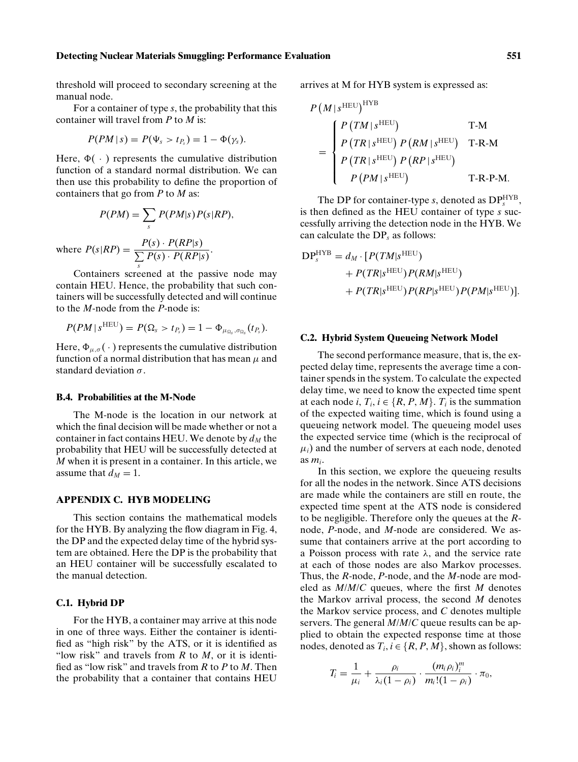threshold will proceed to secondary screening at the manual node.

For a container of type $s$, the probability that this container will travel from $P$ to $M$ is:

$$P(PM \mid s) = P(\Psi_s > t_{P_s}) = 1 - \Phi(\gamma_s).$$

Here, $\Phi(\,\cdot\,)$ represents the cumulative distribution function of a standard normal distribution. We can then use this probability to define the proportion of containers that go from $P$ to $M$ as:

$$P(PM) = \sum_s P(PM|s)P(s|RP),$$

where $P(s|RP) = \dfrac{P(s)\cdot P(RP|s)}{\sum_s P(s)\cdot P(RP|s)}$.

Containers screened at the passive node may contain HEU. Hence, the probability that such containers will be successfully detected and will continue to the $M$-node from the $P$-node is:

$$P(PM \mid s^{\text{HEU}}) = P(\Omega_s > t_{P_s}) = 1 - \Phi_{\mu_{\Omega_s},\sigma_{\Omega_s}}(t_{P_s}).$$

Here, $\Phi_{\mu,\sigma}(\,\cdot\,)$ represents the cumulative distribution function of a normal distribution that has mean $\mu$ and standard deviation $\sigma$.

### B.4. Probabilities at the M-Node

The M-node is the location in our network at which the final decision will be made whether or not a container in fact contains HEU. We denote by $d_M$ the probability that HEU will be successfully detected at $M$ when it is present in a container. In this article, we assume that $d_M = 1$.

## APPENDIX C. HYB MODELING

This section contains the mathematical models for the HYB. By analyzing the flow diagram in Fig. 4, the DP and the expected delay time of the hybrid system are obtained. Here the DP is the probability that an HEU container will be successfully escalated to the manual detection.

### C.1. Hybrid DP

For the HYB, a container may arrive at this node in one of three ways. Either the container is identified as "high risk" by the ATS, or it is identified as "low risk" and travels from $R$ to $M$, or it is identified as "low risk" and travels from $R$ to $P$ to $M$. Then the probability that a container that contains HEU arrives at M for HYB system is expressed as:

$$P\left(M \mid s^{\text{HEU}}\right)^{\text{HYB}} = \begin{cases} P\left(TM \mid s^{\text{HEU}}\right) & \text{T-M} \\ P\left(TR \mid s^{\text{HEU}}\right) P\left(RM \mid s^{\text{HEU}}\right) & \text{T-R-M} \\ P\left(TR \mid s^{\text{HEU}}\right) P\left(RP \mid s^{\text{HEU}}\right) & \\ \quad P\left(PM \mid s^{\text{HEU}}\right) & \text{T-R-P-M.} \end{cases}$$

The DP for container-type $s$, denoted as $\text{DP}_s^{\text{HYB}}$, is then defined as the HEU container of type $s$ successfully arriving the detection node in the HYB. We can calculate the $\text{DP}_s$ as follows:

$$\begin{aligned}\text{DP}_s^{\text{HYB}} = d_M \cdot [&P(TM|s^{\text{HEU}}) \\ &+ P(TR|s^{\text{HEU}})P(RM|s^{\text{HEU}}) \\ &+ P(TR|s^{\text{HEU}})P(RP|s^{\text{HEU}})P(PM|s^{\text{HEU}})].\end{aligned}$$

### C.2. Hybrid System Queueing Network Model

The second performance measure, that is, the expected delay time, represents the average time a container spends in the system. To calculate the expected delay time, we need to know the expected time spent at each node $i$, $T_i, i \in \{R, P, M\}$. $T_i$ is the summation of the expected waiting time, which is found using a queueing network model. The queueing model uses the expected service time (which is the reciprocal of $\mu_i$) and the number of servers at each node, denoted as $m_i$.

In this section, we explore the queueing results for all the nodes in the network. Since ATS decisions are made while the containers are still en route, the expected time spent at the ATS node is considered to be negligible. Therefore only the queues at the $R$-node, $P$-node, and $M$-node are considered. We assume that containers arrive at the port according to a Poisson process with rate $\lambda$, and the service rate at each of those nodes are also Markov processes. Thus, the $R$-node, $P$-node, and the $M$-node are modeled as $M/M/C$ queues, where the first $M$ denotes the Markov arrival process, the second $M$ denotes the Markov service process, and $C$ denotes multiple servers. The general $M/M/C$ queue results can be applied to obtain the expected response time at those nodes, denoted as $T_i, i \in \{R, P, M\}$, shown as follows:

$$T_i = \frac{1}{\mu_i} + \frac{\rho_i}{\lambda_i(1-\rho_i)} \cdot \frac{(m_i\rho_i)_i^m}{m_i!(1-\rho_i)} \cdot \pi_0,$$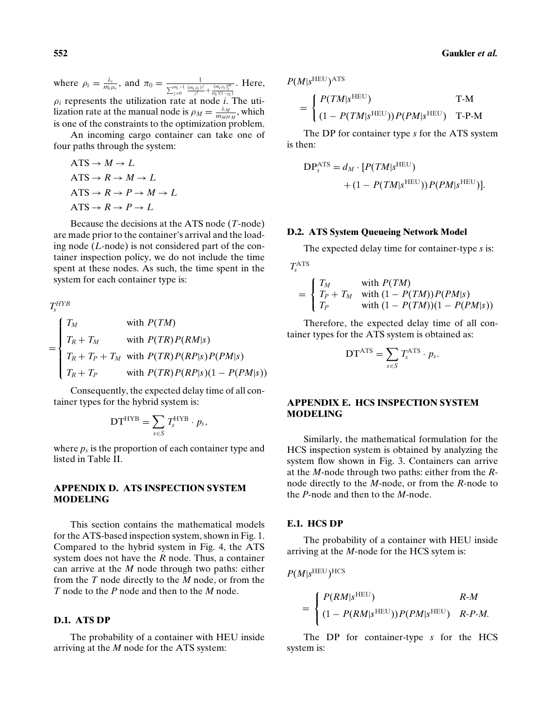where $\rho_i = \frac{\lambda_i}{m_i \mu_i}$, and $\pi_0 = \frac{1}{\sum_{j=0}^{m_i-1} \frac{(m_i \rho_i)^j}{j!} + \frac{(m_i \rho_i)^{m}}{m_i!(1-\rho_i)}}$. Here, $\rho_i$ represents the utilization rate at node $i$. The utilization rate at the manual node is $\rho_M = \frac{\lambda_M}{m_M \mu_M}$, which is one of the constraints to the optimization problem.

An incoming cargo container can take one of four paths through the system:

$$\text{ATS} \rightarrow M \rightarrow L$$
$$\text{ATS} \rightarrow R \rightarrow M \rightarrow L$$
$$\text{ATS} \rightarrow R \rightarrow P \rightarrow M \rightarrow L$$
$$\text{ATS} \rightarrow R \rightarrow P \rightarrow L$$

Because the decisions at the ATS node ($T$-node) are made prior to the container's arrival and the loading node ($L$-node) is not considered part of the container inspection policy, we do not include the time spent at these nodes. As such, the time spent in the system for each container type is:

$$T_s^{HYB} = \begin{cases} T_M & \text{with } P(TM) \\ T_R + T_M & \text{with } P(TR)P(RM|s) \\ T_R + T_P + T_M & \text{with } P(TR)P(RP|s)P(PM|s) \\ T_R + T_P & \text{with } P(TR)P(RP|s)(1 - P(PM|s)) \end{cases}$$

Consequently, the expected delay time of all container types for the hybrid system is:

$$\text{DT}^{\text{HYB}} = \sum_{s \in S} T_s^{\text{HYB}} \cdot p_s,$$

where $p_s$ is the proportion of each container type and listed in Table II.

## APPENDIX D. ATS INSPECTION SYSTEM MODELING

This section contains the mathematical models for the ATS-based inspection system, shown in Fig. 1. Compared to the hybrid system in Fig. 4, the ATS system does not have the $R$ node. Thus, a container can arrive at the $M$ node through two paths: either from the $T$ node directly to the $M$ node, or from the $T$ node to the $P$ node and then to the $M$ node.

### D.1. ATS DP

The probability of a container with HEU inside arriving at the $M$ node for the ATS system:

$$P(M|s^{\text{HEU}})^{\text{ATS}} = \begin{cases} P(TM|s^{\text{HEU}}) & \text{T-M} \\ (1 - P(TM|s^{\text{HEU}}))P(PM|s^{\text{HEU}}) & \text{T-P-M} \end{cases}$$

The DP for container type $s$ for the ATS system is then:

$$\text{DP}_s^{\text{ATS}} = d_M \cdot [P(TM|s^{\text{HEU}}) + (1 - P(TM|s^{\text{HEU}}))P(PM|s^{\text{HEU}})].$$

### D.2. ATS System Queueing Network Model

The expected delay time for container-type $s$ is:

$$T_s^{\text{ATS}} = \begin{cases} T_M & \text{with } P(TM) \\ T_P + T_M & \text{with } (1 - P(TM))P(PM|s) \\ T_P & \text{with } (1 - P(TM))(1 - P(PM|s)) \end{cases}$$

Therefore, the expected delay time of all container types for the ATS system is obtained as:

$$\text{DT}^{\text{ATS}} = \sum_{s \in S} T_s^{\text{ATS}} \cdot p_s.$$

## APPENDIX E. HCS INSPECTION SYSTEM MODELING

Similarly, the mathematical formulation for the HCS inspection system is obtained by analyzing the system flow shown in Fig. 3. Containers can arrive at the $M$-node through two paths: either from the $R$-node directly to the $M$-node, or from the $R$-node to the $P$-node and then to the $M$-node.

### E.1. HCS DP

The probability of a container with HEU inside arriving at the $M$-node for the HCS sytem is:

$$P(M|s^{\text{HEU}})^{\text{HCS}} = \begin{cases} P(RM|s^{\text{HEU}}) & R\text{-}M \\ (1 - P(RM|s^{\text{HEU}}))P(PM|s^{\text{HEU}}) & R\text{-}P\text{-}M. \end{cases}$$

The DP for container-type $s$ for the HCS system is: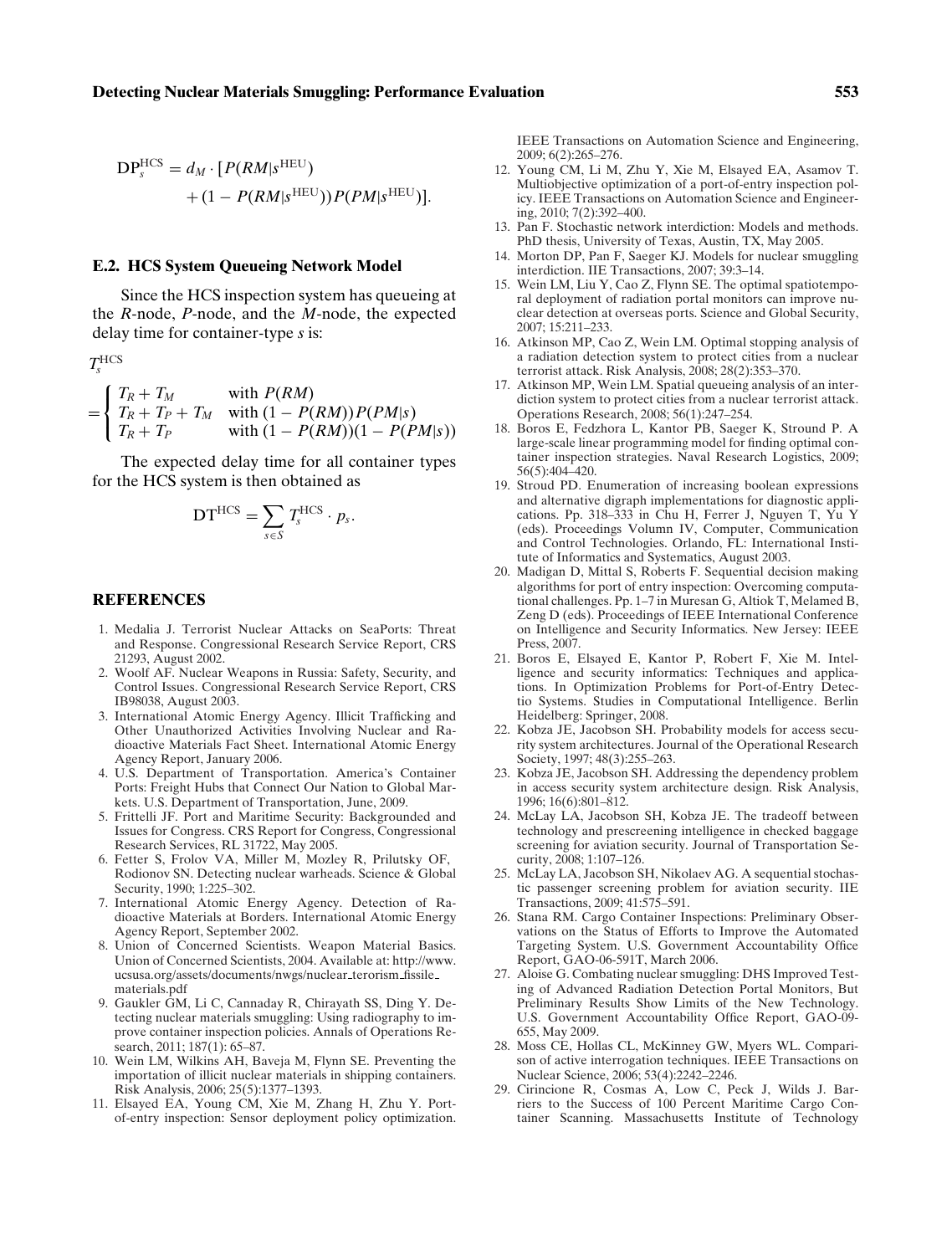$$\mathrm{DP}_s^{\mathrm{HCS}} = d_M \cdot [P(RM|s^{\mathrm{HEU}}) + (1 - P(RM|s^{\mathrm{HEU}}))P(PM|s^{\mathrm{HEU}})].$$

### E.2. HCS System Queueing Network Model

Since the HCS inspection system has queueing at the *R*-node, *P*-node, and the *M*-node, the expected delay time for container-type *s* is:

$$T_s^{\mathrm{HCS}} = \begin{cases} T_R + T_M & \text{with } P(RM) \\ T_R + T_P + T_M & \text{with } (1 - P(RM))P(PM|s) \\ T_R + T_P & \text{with } (1 - P(RM))(1 - P(PM|s)) \end{cases}$$

The expected delay time for all container types for the HCS system is then obtained as

$$\mathrm{DT}^{\mathrm{HCS}} = \sum_{s \in S} T_s^{\mathrm{HCS}} \cdot p_s.$$

## REFERENCES

1. Medalia J. Terrorist Nuclear Attacks on SeaPorts: Threat and Response. Congressional Research Service Report, CRS 21293, August 2002.
2. Woolf AF. Nuclear Weapons in Russia: Safety, Security, and Control Issues. Congressional Research Service Report, CRS IB98038, August 2003.
3. International Atomic Energy Agency. Illicit Trafficking and Other Unauthorized Activities Involving Nuclear and Radioactive Materials Fact Sheet. International Atomic Energy Agency Report, January 2006.
4. U.S. Department of Transportation. America's Container Ports: Freight Hubs that Connect Our Nation to Global Markets. U.S. Department of Transportation, June, 2009.
5. Frittelli JF. Port and Maritime Security: Backgrounded and Issues for Congress. CRS Report for Congress, Congressional Research Services, RL 31722, May 2005.
6. Fetter S, Frolov VA, Miller M, Mozley R, Prilutsky OF, Rodionov SN. Detecting nuclear warheads. Science & Global Security, 1990; 1:225–302.
7. International Atomic Energy Agency. Detection of Radioactive Materials at Borders. International Atomic Energy Agency Report, September 2002.
8. Union of Concerned Scientists. Weapon Material Basics. Union of Concerned Scientists, 2004. Available at: http://www.ucsusa.org/assets/documents/nwgs/nuclear_terorism_fissile_materials.pdf
9. Gaukler GM, Li C, Cannaday R, Chirayath SS, Ding Y. Detecting nuclear materials smuggling: Using radiography to improve container inspection policies. Annals of Operations Research, 2011; 187(1): 65–87.
10. Wein LM, Wilkins AH, Baveja M, Flynn SE. Preventing the importation of illicit nuclear materials in shipping containers. Risk Analysis, 2006; 25(5):1377–1393.
11. Elsayed EA, Young CM, Xie M, Zhang H, Zhu Y. Port-of-entry inspection: Sensor deployment policy optimization. IEEE Transactions on Automation Science and Engineering, 2009; 6(2):265–276.
12. Young CM, Li M, Zhu Y, Xie M, Elsayed EA, Asamov T. Multiobjective optimization of a port-of-entry inspection policy. IEEE Transactions on Automation Science and Engineering, 2010; 7(2):392–400.
13. Pan F. Stochastic network interdiction: Models and methods. PhD thesis, University of Texas, Austin, TX, May 2005.
14. Morton DP, Pan F, Saeger KJ. Models for nuclear smuggling interdiction. IIE Transactions, 2007; 39:3–14.
15. Wein LM, Liu Y, Cao Z, Flynn SE. The optimal spatiotemporal deployment of radiation portal monitors can improve nuclear detection at overseas ports. Science and Global Security, 2007; 15:211–233.
16. Atkinson MP, Cao Z, Wein LM. Optimal stopping analysis of a radiation detection system to protect cities from a nuclear terrorist attack. Risk Analysis, 2008; 28(2):353–370.
17. Atkinson MP, Wein LM. Spatial queueing analysis of an interdiction system to protect cities from a nuclear terrorist attack. Operations Research, 2008; 56(1):247–254.
18. Boros E, Fedzhora L, Kantor PB, Saeger K, Stround P. A large-scale linear programming model for finding optimal container inspection strategies. Naval Research Logistics, 2009; 56(5):404–420.
19. Stroud PD. Enumeration of increasing boolean expressions and alternative digraph implementations for diagnostic applications. Pp. 318–333 in Chu H, Ferrer J, Nguyen T, Yu Y (eds). Proceedings Volumn IV, Computer, Communication and Control Technologies. Orlando, FL: International Institute of Informatics and Systematics, August 2003.
20. Madigan D, Mittal S, Roberts F. Sequential decision making algorithms for port of entry inspection: Overcoming computational challenges. Pp. 1–7 in Muresan G, Altiok T, Melamed B, Zeng D (eds). Proceedings of IEEE International Conference on Intelligence and Security Informatics. New Jersey: IEEE Press, 2007.
21. Boros E, Elsayed E, Kantor P, Robert F, Xie M. Intelligence and security informatics: Techniques and applications. In Optimization Problems for Port-of-Entry Detectio Systems. Studies in Computational Intelligence. Berlin Heidelberg: Springer, 2008.
22. Kobza JE, Jacobson SH. Probability models for access security system architectures. Journal of the Operational Research Society, 1997; 48(3):255–263.
23. Kobza JE, Jacobson SH. Addressing the dependency problem in access security system architecture design. Risk Analysis, 1996; 16(6):801–812.
24. McLay LA, Jacobson SH, Kobza JE. The tradeoff between technology and prescreening intelligence in checked baggage screening for aviation security. Journal of Transportation Security, 2008; 1:107–126.
25. McLay LA, Jacobson SH, Nikolaev AG. A sequential stochastic passenger screening problem for aviation security. IIE Transactions, 2009; 41:575–591.
26. Stana RM. Cargo Container Inspections: Preliminary Observations on the Status of Efforts to Improve the Automated Targeting System. U.S. Government Accountability Office Report, GAO-06-591T, March 2006.
27. Aloise G. Combating nuclear smuggling: DHS Improved Testing of Advanced Radiation Detection Portal Monitors, But Preliminary Results Show Limits of the New Technology. U.S. Government Accountability Office Report, GAO-09-655, May 2009.
28. Moss CE, Hollas CL, McKinney GW, Myers WL. Comparison of active interrogation techniques. IEEE Transactions on Nuclear Science, 2006; 53(4):2242–2246.
29. Cirincione R, Cosmas A, Low C, Peck J, Wilds J. Barriers to the Success of 100 Percent Maritime Cargo Container Scanning. Massachusetts Institute of Technology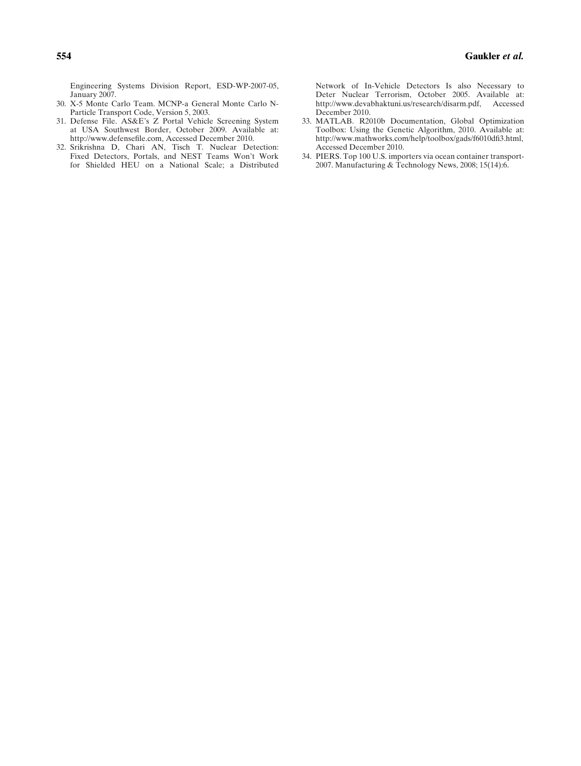Engineering Systems Division Report, ESD-WP-2007-05, January 2007.

30. X-5 Monte Carlo Team. MCNP-a General Monte Carlo N-Particle Transport Code, Version 5, 2003.
31. Defense File. AS&E's Z Portal Vehicle Screening System at USA Southwest Border, October 2009. Available at: http://www.defensefile.com, Accessed December 2010.
32. Srikrishna D, Chari AN, Tisch T. Nuclear Detection: Fixed Detectors, Portals, and NEST Teams Won't Work for Shielded HEU on a National Scale; a Distributed Network of In-Vehicle Detectors Is also Necessary to Deter Nuclear Terrorism, October 2005. Available at: http://www.devabhaktuni.us/research/disarm.pdf, Accessed December 2010.
33. MATLAB. R2010b Documentation, Global Optimization Toolbox: Using the Genetic Algorithm, 2010. Available at: http://www.mathworks.com/help/toolbox/gads/f6010dfi3.html, Accessed December 2010.
34. PIERS. Top 100 U.S. importers via ocean container transport-2007. Manufacturing & Technology News, 2008; 15(14):6.